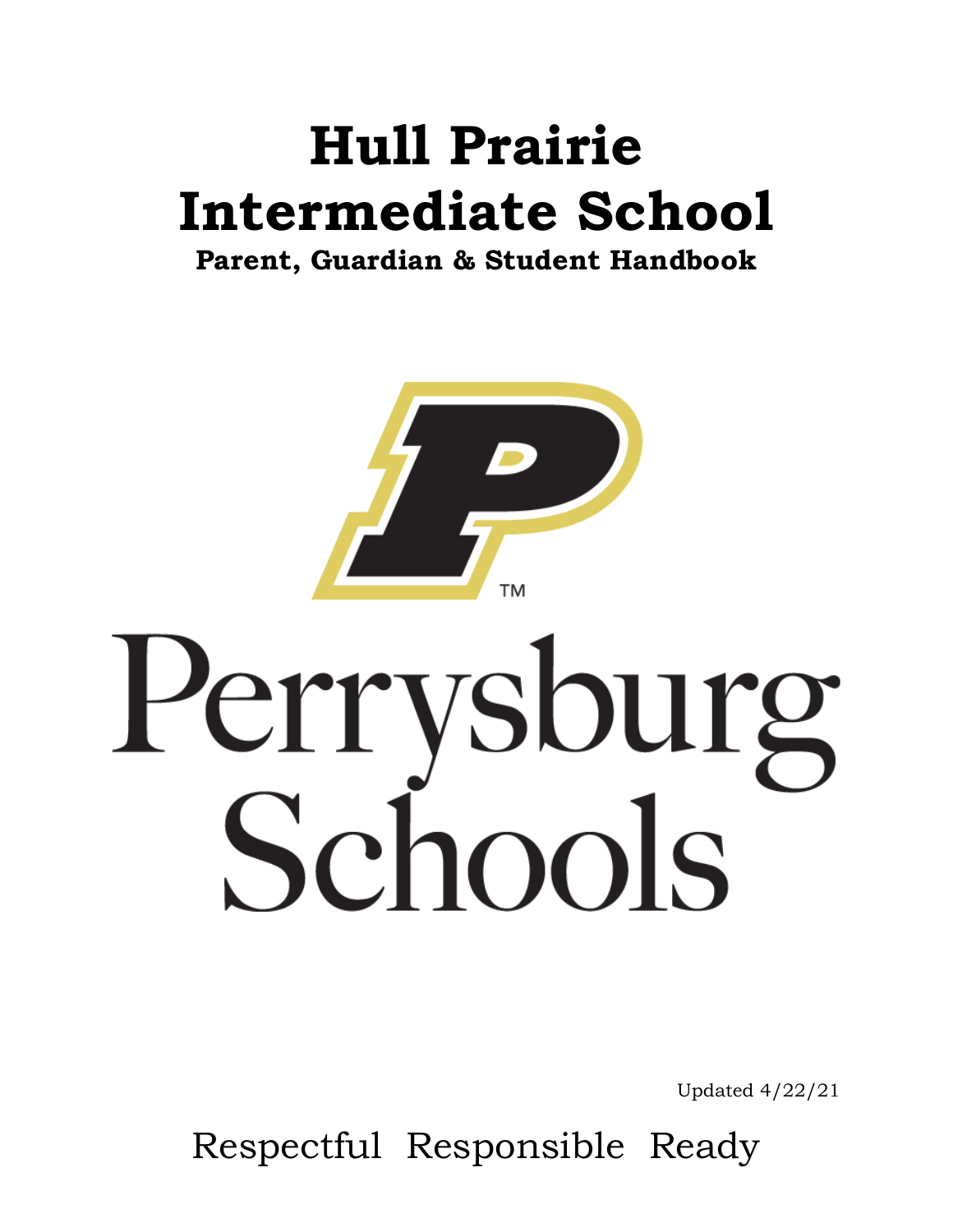# Hull Prairie Intermediate School

## Parent, Guardian & Student Handbook

Perrysburg Schools

Updated 4/22/21

Respectful Responsible Ready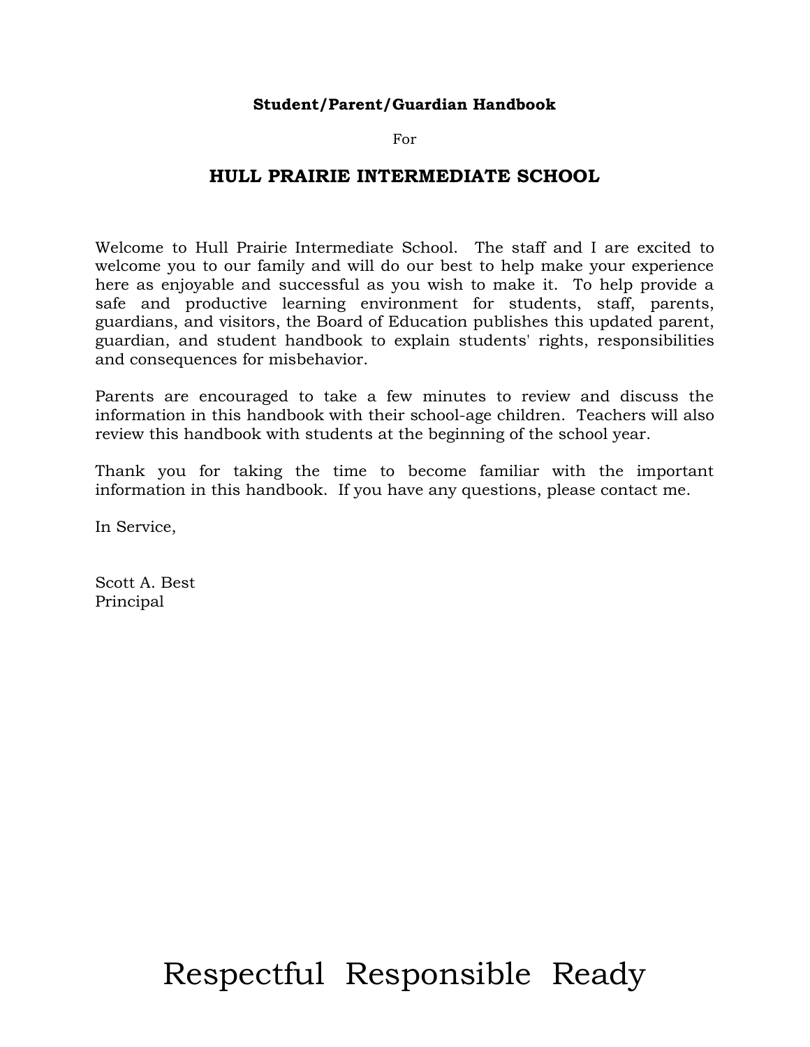**Student/Parent/Guardian Handbook**

For

## HULL PRAIRIE INTERMEDIATE SCHOOL

Welcome to Hull Prairie Intermediate School. The staff and I are excited to welcome you to our family and will do our best to help make your experience here as enjoyable and successful as you wish to make it. To help provide a safe and productive learning environment for students, staff, parents, guardians, and visitors, the Board of Education publishes this updated parent, guardian, and student handbook to explain students' rights, responsibilities and consequences for misbehavior.

Parents are encouraged to take a few minutes to review and discuss the information in this handbook with their school-age children. Teachers will also review this handbook with students at the beginning of the school year.

Thank you for taking the time to become familiar with the important information in this handbook. If you have any questions, please contact me.

In Service,

Scott A. Best
Principal

Respectful Responsible Ready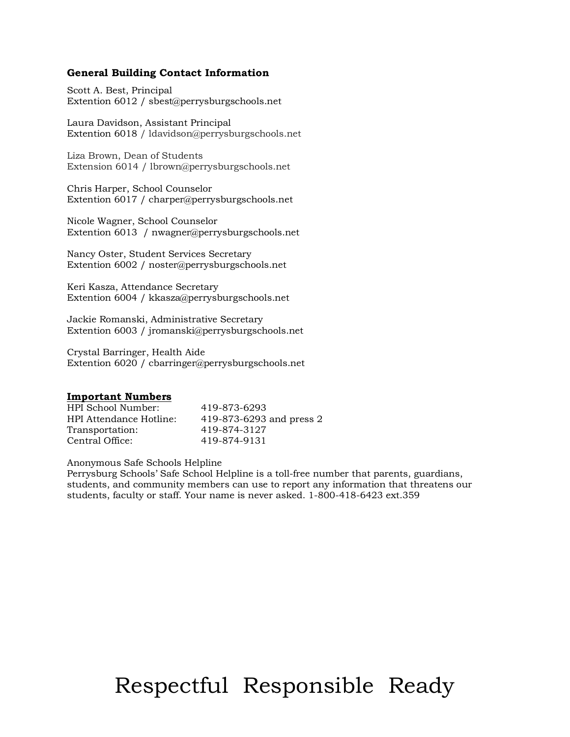**General Building Contact Information**

Scott A. Best, Principal
Extention 6012 / sbest@perrysburgschools.net

Laura Davidson, Assistant Principal
Extention 6018 / ldavidson@perrysburgschools.net

Liza Brown, Dean of Students
Extension 6014 / lbrown@perrysburgschools.net

Chris Harper, School Counselor
Extention 6017 / charper@perrysburgschools.net

Nicole Wagner, School Counselor
Extention 6013 / nwagner@perrysburgschools.net

Nancy Oster, Student Services Secretary
Extention 6002 / noster@perrysburgschools.net

Keri Kasza, Attendance Secretary
Extention 6004 / kkasza@perrysburgschools.net

Jackie Romanski, Administrative Secretary
Extention 6003 / jromanski@perrysburgschools.net

Crystal Barringer, Health Aide
Extention 6020 / cbarringer@perrysburgschools.net

**Important Numbers**

| | |
|---|---|
| HPI School Number: | 419-873-6293 |
| HPI Attendance Hotline: | 419-873-6293 and press 2 |
| Transportation: | 419-874-3127 |
| Central Office: | 419-874-9131 |

Anonymous Safe Schools Helpline
Perrysburg Schools' Safe School Helpline is a toll-free number that parents, guardians, students, and community members can use to report any information that threatens our students, faculty or staff. Your name is never asked. 1-800-418-6423 ext.359

Respectful Responsible Ready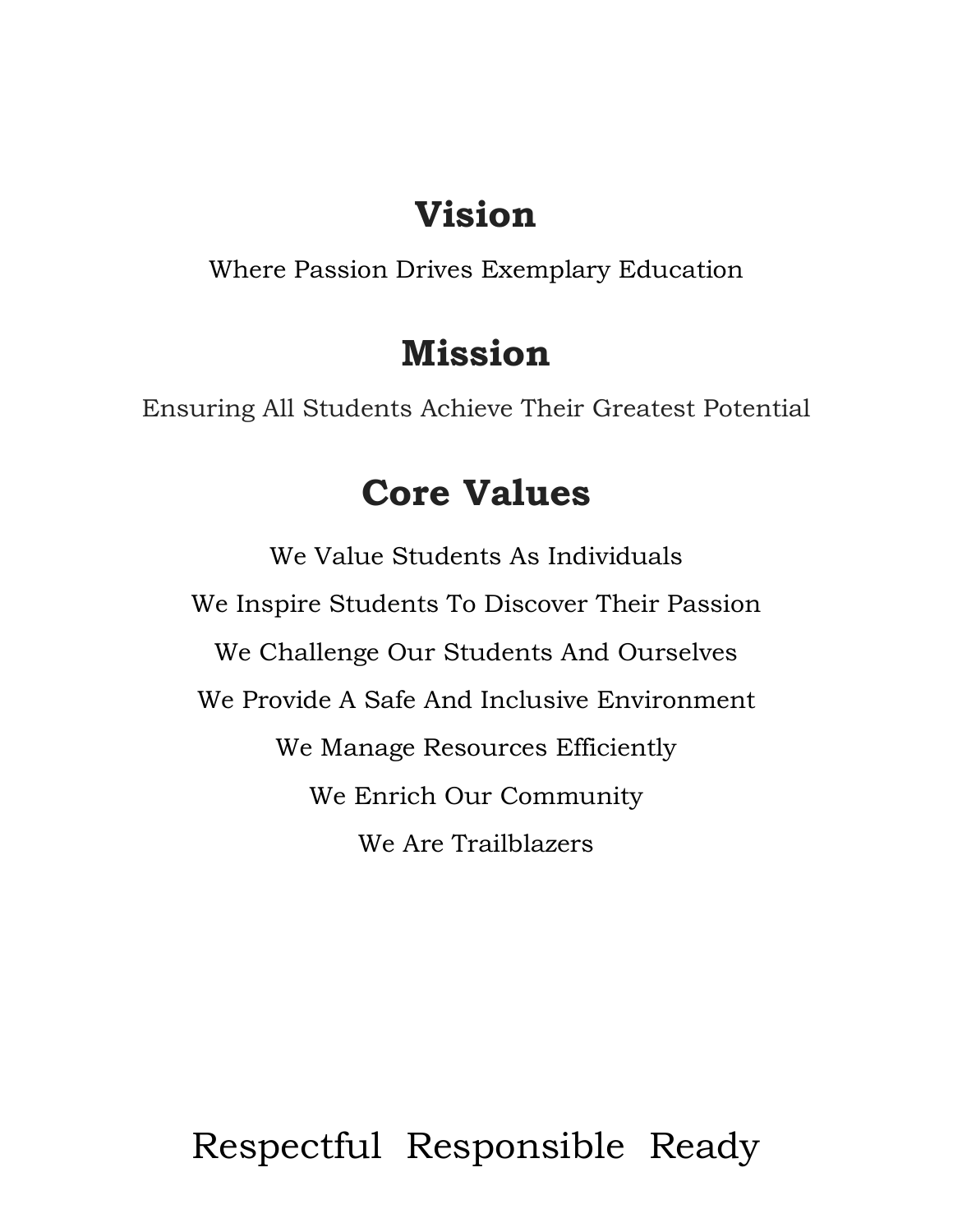## Vision

Where Passion Drives Exemplary Education

## Mission

Ensuring All Students Achieve Their Greatest Potential

## Core Values

We Value Students As Individuals

We Inspire Students To Discover Their Passion

We Challenge Our Students And Ourselves

We Provide A Safe And Inclusive Environment

We Manage Resources Efficiently

We Enrich Our Community

We Are Trailblazers

Respectful Responsible Ready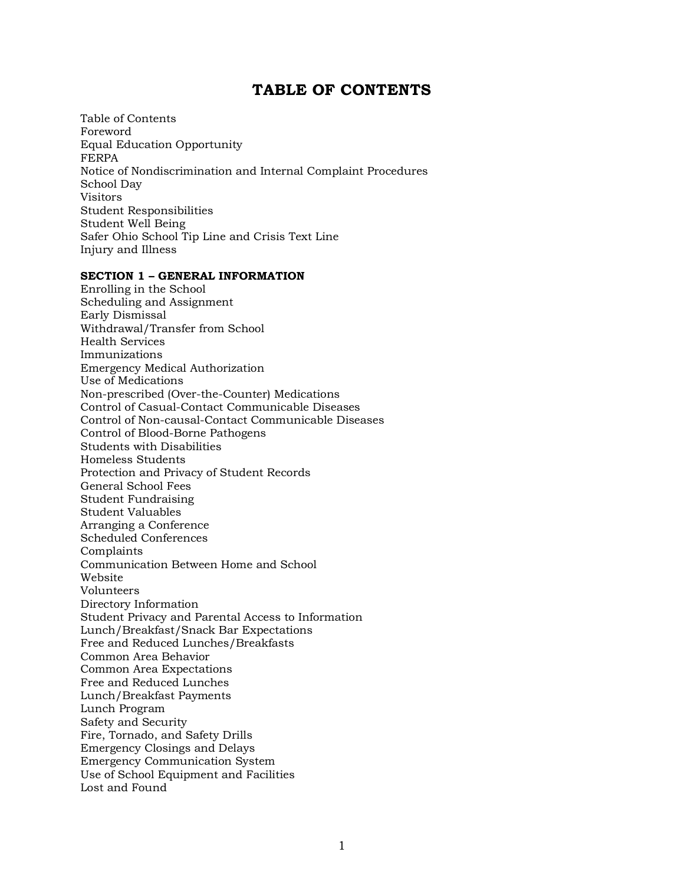# TABLE OF CONTENTS

Table of Contents
Foreword
Equal Education Opportunity
FERPA
Notice of Nondiscrimination and Internal Complaint Procedures
School Day
Visitors
Student Responsibilities
Student Well Being
Safer Ohio School Tip Line and Crisis Text Line
Injury and Illness

**SECTION 1 – GENERAL INFORMATION**

Enrolling in the School
Scheduling and Assignment
Early Dismissal
Withdrawal/Transfer from School
Health Services
Immunizations
Emergency Medical Authorization
Use of Medications
Non-prescribed (Over-the-Counter) Medications
Control of Casual-Contact Communicable Diseases
Control of Non-causal-Contact Communicable Diseases
Control of Blood-Borne Pathogens
Students with Disabilities
Homeless Students
Protection and Privacy of Student Records
General School Fees
Student Fundraising
Student Valuables
Arranging a Conference
Scheduled Conferences
Complaints
Communication Between Home and School
Website
Volunteers
Directory Information
Student Privacy and Parental Access to Information
Lunch/Breakfast/Snack Bar Expectations
Free and Reduced Lunches/Breakfasts
Common Area Behavior
Common Area Expectations
Free and Reduced Lunches
Lunch/Breakfast Payments
Lunch Program
Safety and Security
Fire, Tornado, and Safety Drills
Emergency Closings and Delays
Emergency Communication System
Use of School Equipment and Facilities
Lost and Found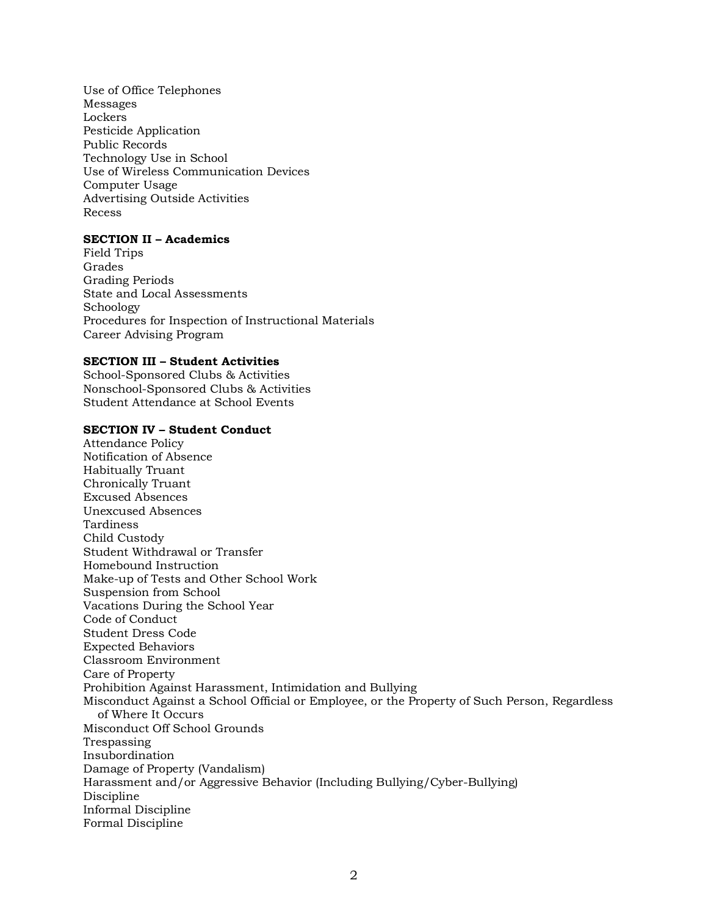Use of Office Telephones
Messages
Lockers
Pesticide Application
Public Records
Technology Use in School
Use of Wireless Communication Devices
Computer Usage
Advertising Outside Activities
Recess

**SECTION II – Academics**
Field Trips
Grades
Grading Periods
State and Local Assessments
Schoology
Procedures for Inspection of Instructional Materials
Career Advising Program

**SECTION III – Student Activities**
School-Sponsored Clubs & Activities
Nonschool-Sponsored Clubs & Activities
Student Attendance at School Events

**SECTION IV – Student Conduct**
Attendance Policy
Notification of Absence
Habitually Truant
Chronically Truant
Excused Absences
Unexcused Absences
Tardiness
Child Custody
Student Withdrawal or Transfer
Homebound Instruction
Make-up of Tests and Other School Work
Suspension from School
Vacations During the School Year
Code of Conduct
Student Dress Code
Expected Behaviors
Classroom Environment
Care of Property
Prohibition Against Harassment, Intimidation and Bullying
Misconduct Against a School Official or Employee, or the Property of Such Person, Regardless of Where It Occurs
Misconduct Off School Grounds
Trespassing
Insubordination
Damage of Property (Vandalism)
Harassment and/or Aggressive Behavior (Including Bullying/Cyber-Bullying)
Discipline
Informal Discipline
Formal Discipline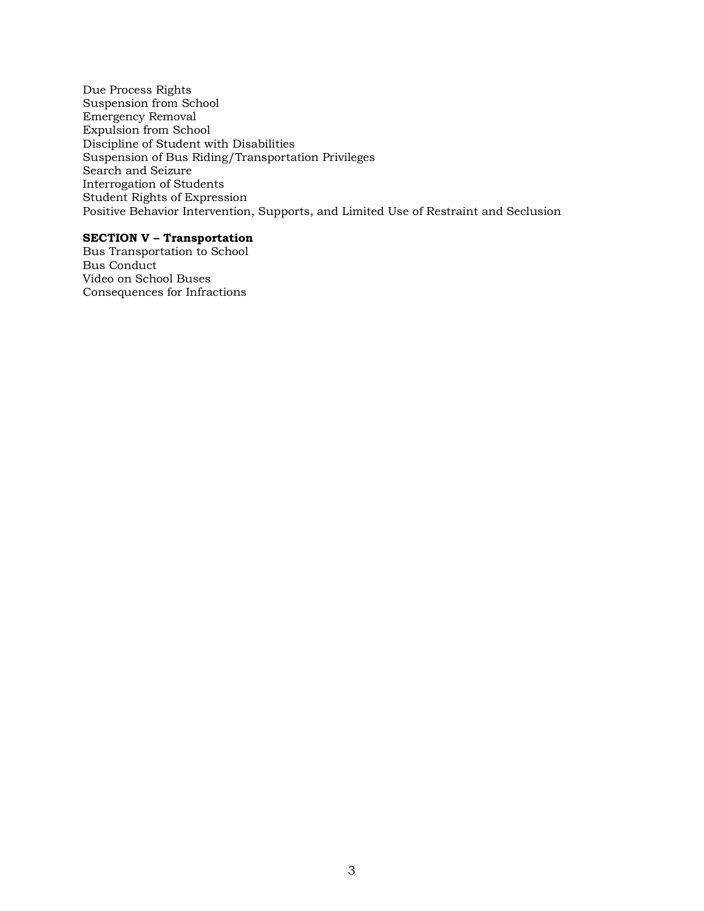Due Process Rights
Suspension from School
Emergency Removal
Expulsion from School
Discipline of Student with Disabilities
Suspension of Bus Riding/Transportation Privileges
Search and Seizure
Interrogation of Students
Student Rights of Expression
Positive Behavior Intervention, Supports, and Limited Use of Restraint and Seclusion

**SECTION V – Transportation**
Bus Transportation to School
Bus Conduct
Video on School Buses
Consequences for Infractions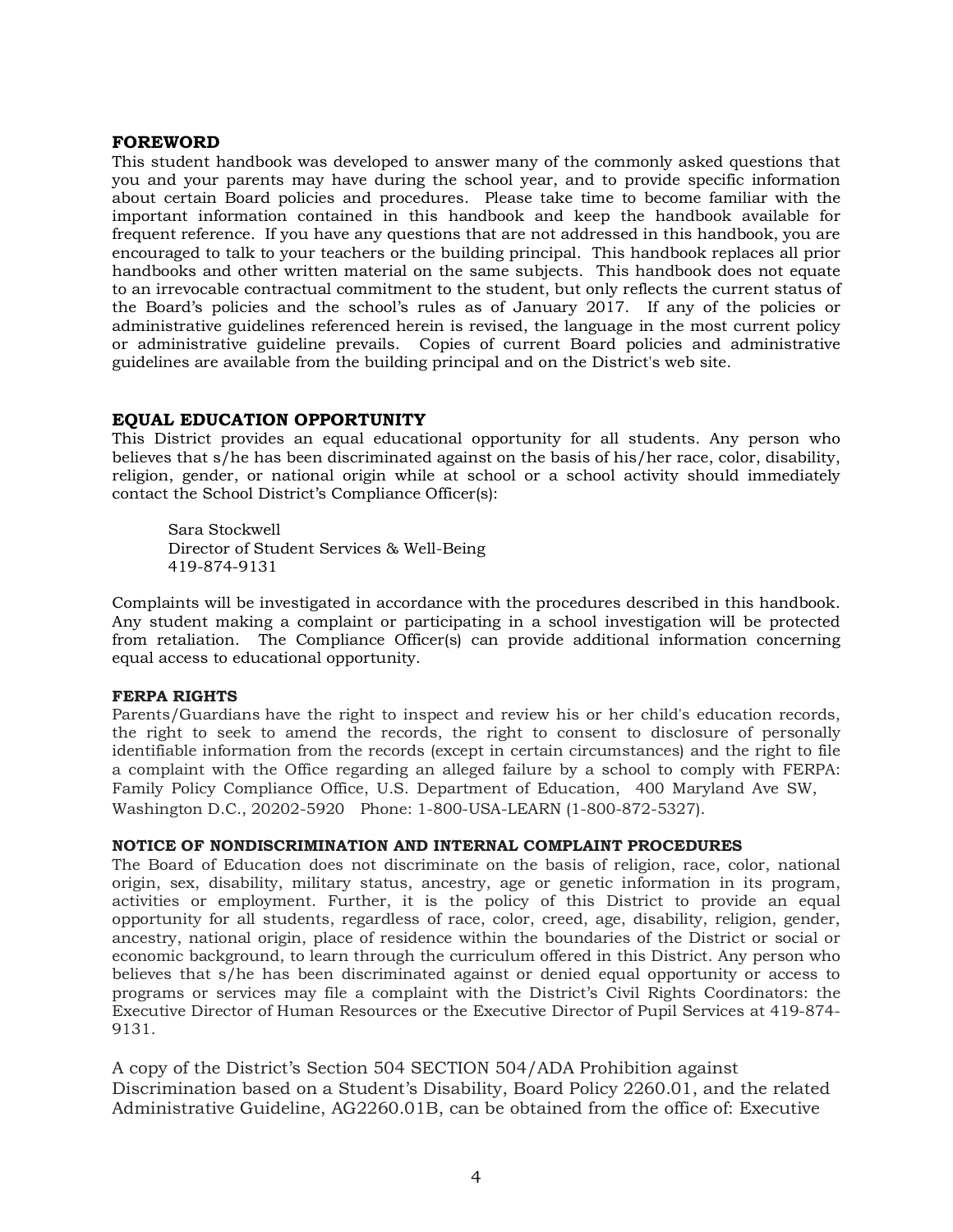## FOREWORD

This student handbook was developed to answer many of the commonly asked questions that you and your parents may have during the school year, and to provide specific information about certain Board policies and procedures. Please take time to become familiar with the important information contained in this handbook and keep the handbook available for frequent reference. If you have any questions that are not addressed in this handbook, you are encouraged to talk to your teachers or the building principal. This handbook replaces all prior handbooks and other written material on the same subjects. This handbook does not equate to an irrevocable contractual commitment to the student, but only reflects the current status of the Board's policies and the school's rules as of January 2017. If any of the policies or administrative guidelines referenced herein is revised, the language in the most current policy or administrative guideline prevails. Copies of current Board policies and administrative guidelines are available from the building principal and on the District's web site.

## EQUAL EDUCATION OPPORTUNITY

This District provides an equal educational opportunity for all students. Any person who believes that s/he has been discriminated against on the basis of his/her race, color, disability, religion, gender, or national origin while at school or a school activity should immediately contact the School District's Compliance Officer(s):

Sara Stockwell
Director of Student Services & Well-Being
419-874-9131

Complaints will be investigated in accordance with the procedures described in this handbook. Any student making a complaint or participating in a school investigation will be protected from retaliation. The Compliance Officer(s) can provide additional information concerning equal access to educational opportunity.

### FERPA RIGHTS

Parents/Guardians have the right to inspect and review his or her child's education records, the right to seek to amend the records, the right to consent to disclosure of personally identifiable information from the records (except in certain circumstances) and the right to file a complaint with the Office regarding an alleged failure by a school to comply with FERPA: Family Policy Compliance Office, U.S. Department of Education, 400 Maryland Ave SW, Washington D.C., 20202-5920 Phone: 1-800-USA-LEARN (1-800-872-5327).

### NOTICE OF NONDISCRIMINATION AND INTERNAL COMPLAINT PROCEDURES

The Board of Education does not discriminate on the basis of religion, race, color, national origin, sex, disability, military status, ancestry, age or genetic information in its program, activities or employment. Further, it is the policy of this District to provide an equal opportunity for all students, regardless of race, color, creed, age, disability, religion, gender, ancestry, national origin, place of residence within the boundaries of the District or social or economic background, to learn through the curriculum offered in this District. Any person who believes that s/he has been discriminated against or denied equal opportunity or access to programs or services may file a complaint with the District's Civil Rights Coordinators: the Executive Director of Human Resources or the Executive Director of Pupil Services at 419-874-9131.

A copy of the District's Section 504 SECTION 504/ADA Prohibition against Discrimination based on a Student's Disability, Board Policy 2260.01, and the related Administrative Guideline, AG2260.01B, can be obtained from the office of: Executive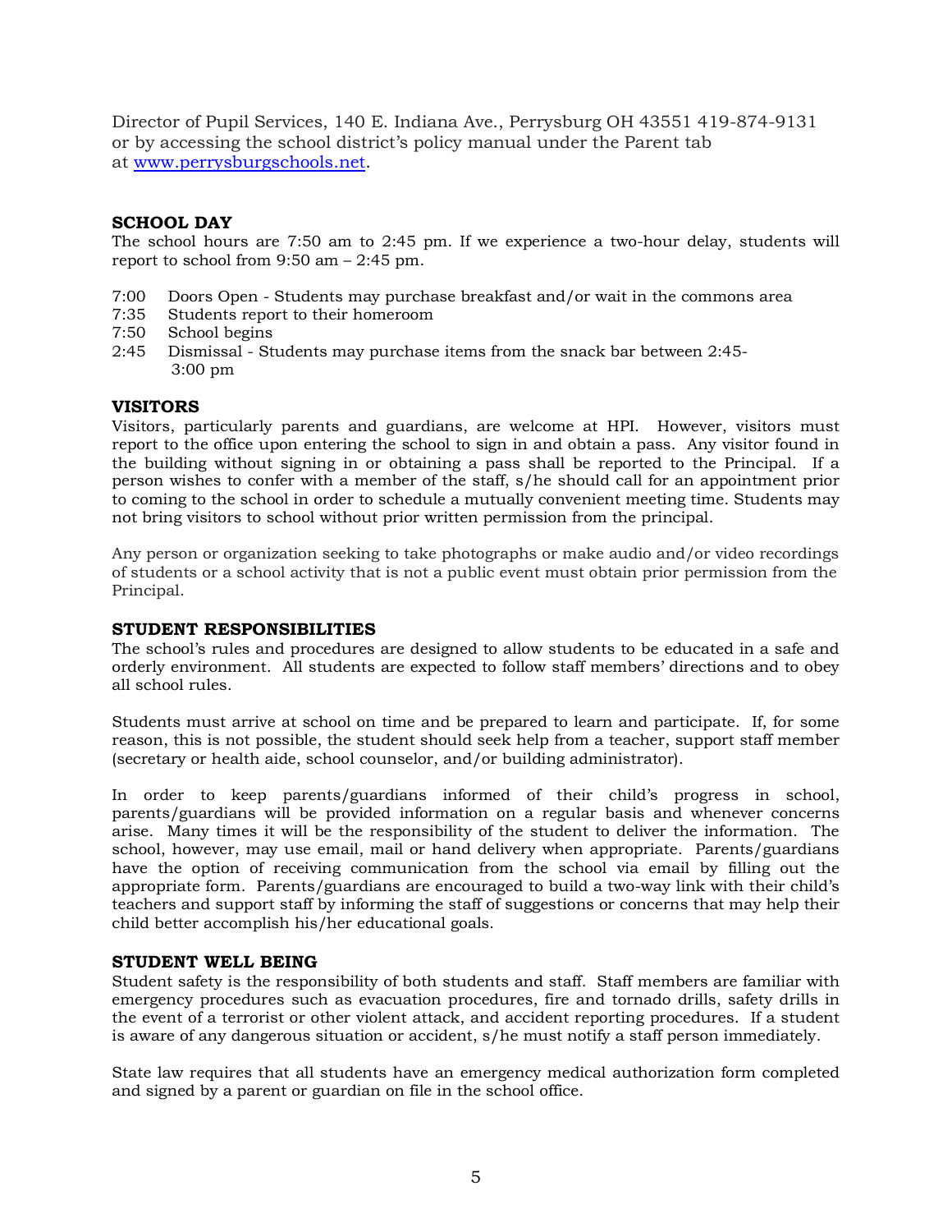Director of Pupil Services, 140 E. Indiana Ave., Perrysburg OH 43551 419-874-9131 or by accessing the school district's policy manual under the Parent tab at [www.perrysburgschools.net](http://www.perrysburgschools.net).

## SCHOOL DAY

The school hours are 7:50 am to 2:45 pm. If we experience a two-hour delay, students will report to school from 9:50 am – 2:45 pm.

- 7:00 Doors Open - Students may purchase breakfast and/or wait in the commons area
- 7:35 Students report to their homeroom
- 7:50 School begins
- 2:45 Dismissal - Students may purchase items from the snack bar between 2:45-3:00 pm

## VISITORS

Visitors, particularly parents and guardians, are welcome at HPI. However, visitors must report to the office upon entering the school to sign in and obtain a pass. Any visitor found in the building without signing in or obtaining a pass shall be reported to the Principal. If a person wishes to confer with a member of the staff, s/he should call for an appointment prior to coming to the school in order to schedule a mutually convenient meeting time. Students may not bring visitors to school without prior written permission from the principal.

Any person or organization seeking to take photographs or make audio and/or video recordings of students or a school activity that is not a public event must obtain prior permission from the Principal.

## STUDENT RESPONSIBILITIES

The school's rules and procedures are designed to allow students to be educated in a safe and orderly environment. All students are expected to follow staff members' directions and to obey all school rules.

Students must arrive at school on time and be prepared to learn and participate. If, for some reason, this is not possible, the student should seek help from a teacher, support staff member (secretary or health aide, school counselor, and/or building administrator).

In order to keep parents/guardians informed of their child's progress in school, parents/guardians will be provided information on a regular basis and whenever concerns arise. Many times it will be the responsibility of the student to deliver the information. The school, however, may use email, mail or hand delivery when appropriate. Parents/guardians have the option of receiving communication from the school via email by filling out the appropriate form. Parents/guardians are encouraged to build a two-way link with their child's teachers and support staff by informing the staff of suggestions or concerns that may help their child better accomplish his/her educational goals.

## STUDENT WELL BEING

Student safety is the responsibility of both students and staff. Staff members are familiar with emergency procedures such as evacuation procedures, fire and tornado drills, safety drills in the event of a terrorist or other violent attack, and accident reporting procedures. If a student is aware of any dangerous situation or accident, s/he must notify a staff person immediately.

State law requires that all students have an emergency medical authorization form completed and signed by a parent or guardian on file in the school office.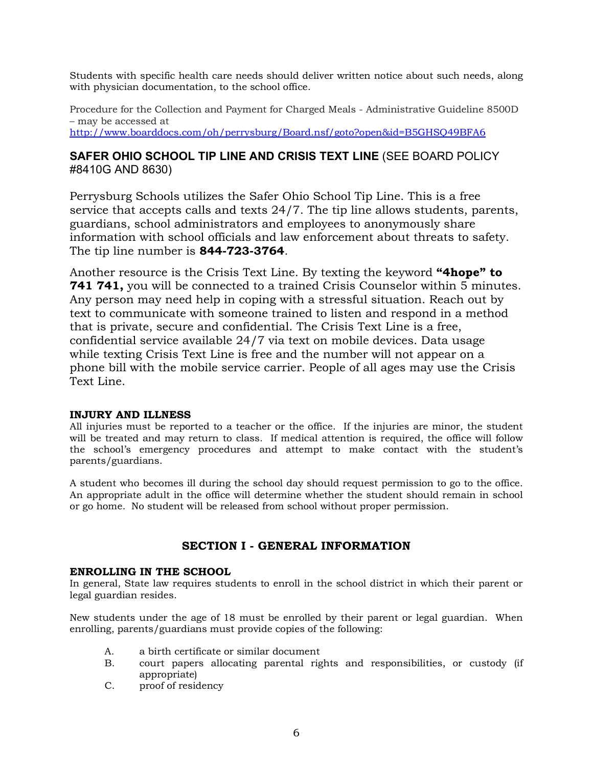Students with specific health care needs should deliver written notice about such needs, along with physician documentation, to the school office.

Procedure for the Collection and Payment for Charged Meals - Administrative Guideline 8500D – may be accessed at
http://www.boarddocs.com/oh/perrysburg/Board.nsf/goto?open&id=B5GHSQ49BFA6

## **SAFER OHIO SCHOOL TIP LINE AND CRISIS TEXT LINE** (SEE BOARD POLICY #8410G AND 8630)

Perrysburg Schools utilizes the Safer Ohio School Tip Line. This is a free service that accepts calls and texts 24/7. The tip line allows students, parents, guardians, school administrators and employees to anonymously share information with school officials and law enforcement about threats to safety. The tip line number is **844-723-3764**.

Another resource is the Crisis Text Line. By texting the keyword **"4hope" to 741 741,** you will be connected to a trained Crisis Counselor within 5 minutes. Any person may need help in coping with a stressful situation. Reach out by text to communicate with someone trained to listen and respond in a method that is private, secure and confidential. The Crisis Text Line is a free, confidential service available 24/7 via text on mobile devices. Data usage while texting Crisis Text Line is free and the number will not appear on a phone bill with the mobile service carrier. People of all ages may use the Crisis Text Line.

### **INJURY AND ILLNESS**

All injuries must be reported to a teacher or the office. If the injuries are minor, the student will be treated and may return to class. If medical attention is required, the office will follow the school's emergency procedures and attempt to make contact with the student's parents/guardians.

A student who becomes ill during the school day should request permission to go to the office. An appropriate adult in the office will determine whether the student should remain in school or go home. No student will be released from school without proper permission.

## **SECTION I - GENERAL INFORMATION**

### **ENROLLING IN THE SCHOOL**

In general, State law requires students to enroll in the school district in which their parent or legal guardian resides.

New students under the age of 18 must be enrolled by their parent or legal guardian. When enrolling, parents/guardians must provide copies of the following:

A. a birth certificate or similar document
B. court papers allocating parental rights and responsibilities, or custody (if appropriate)
C. proof of residency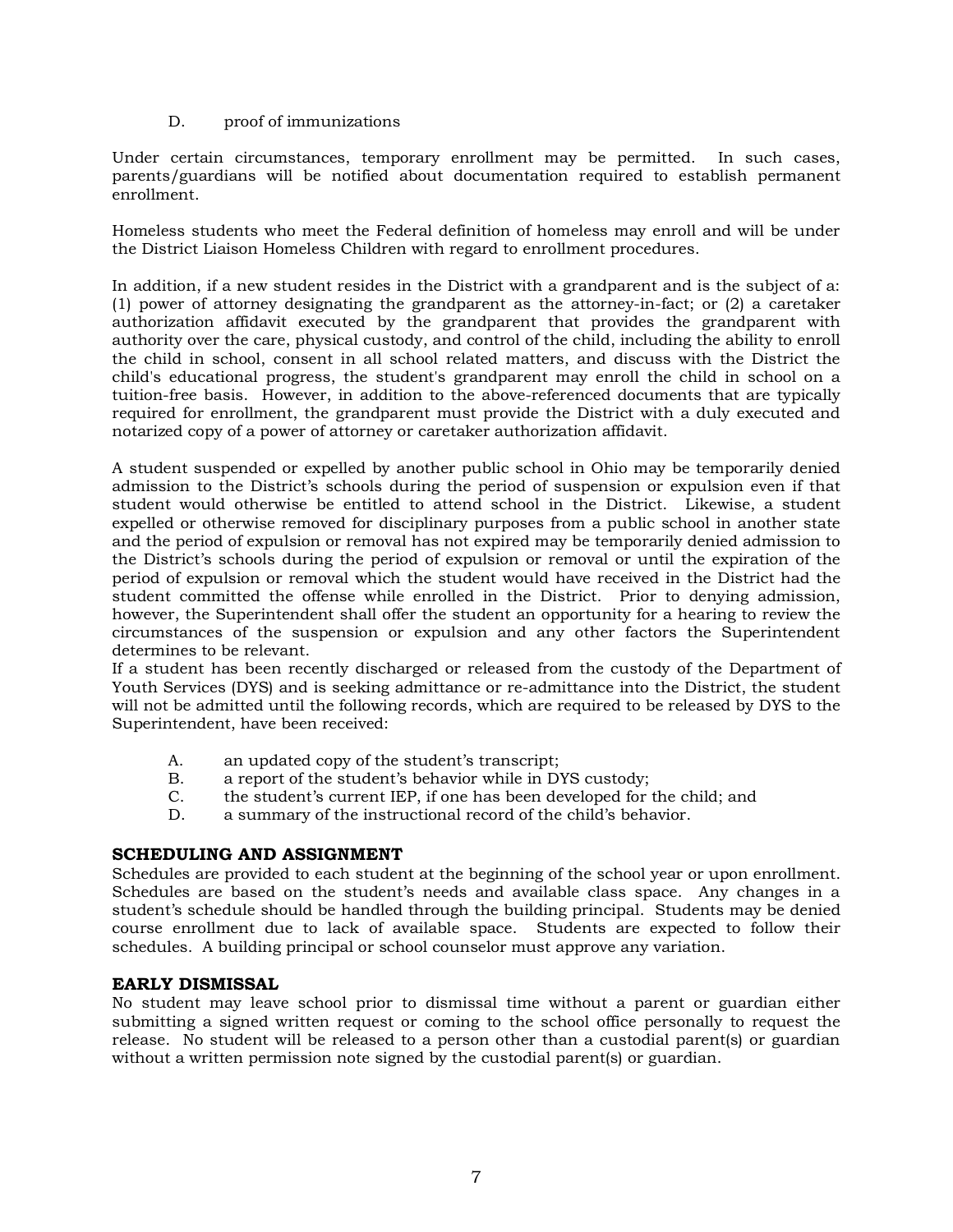D. proof of immunizations

Under certain circumstances, temporary enrollment may be permitted. In such cases, parents/guardians will be notified about documentation required to establish permanent enrollment.

Homeless students who meet the Federal definition of homeless may enroll and will be under the District Liaison Homeless Children with regard to enrollment procedures.

In addition, if a new student resides in the District with a grandparent and is the subject of a: (1) power of attorney designating the grandparent as the attorney-in-fact; or (2) a caretaker authorization affidavit executed by the grandparent that provides the grandparent with authority over the care, physical custody, and control of the child, including the ability to enroll the child in school, consent in all school related matters, and discuss with the District the child's educational progress, the student's grandparent may enroll the child in school on a tuition-free basis. However, in addition to the above-referenced documents that are typically required for enrollment, the grandparent must provide the District with a duly executed and notarized copy of a power of attorney or caretaker authorization affidavit.

A student suspended or expelled by another public school in Ohio may be temporarily denied admission to the District's schools during the period of suspension or expulsion even if that student would otherwise be entitled to attend school in the District. Likewise, a student expelled or otherwise removed for disciplinary purposes from a public school in another state and the period of expulsion or removal has not expired may be temporarily denied admission to the District's schools during the period of expulsion or removal or until the expiration of the period of expulsion or removal which the student would have received in the District had the student committed the offense while enrolled in the District. Prior to denying admission, however, the Superintendent shall offer the student an opportunity for a hearing to review the circumstances of the suspension or expulsion and any other factors the Superintendent determines to be relevant.

If a student has been recently discharged or released from the custody of the Department of Youth Services (DYS) and is seeking admittance or re-admittance into the District, the student will not be admitted until the following records, which are required to be released by DYS to the Superintendent, have been received:

A. an updated copy of the student's transcript;
B. a report of the student's behavior while in DYS custody;
C. the student's current IEP, if one has been developed for the child; and
D. a summary of the instructional record of the child's behavior.

## SCHEDULING AND ASSIGNMENT

Schedules are provided to each student at the beginning of the school year or upon enrollment. Schedules are based on the student's needs and available class space. Any changes in a student's schedule should be handled through the building principal. Students may be denied course enrollment due to lack of available space. Students are expected to follow their schedules. A building principal or school counselor must approve any variation.

## EARLY DISMISSAL

No student may leave school prior to dismissal time without a parent or guardian either submitting a signed written request or coming to the school office personally to request the release. No student will be released to a person other than a custodial parent(s) or guardian without a written permission note signed by the custodial parent(s) or guardian.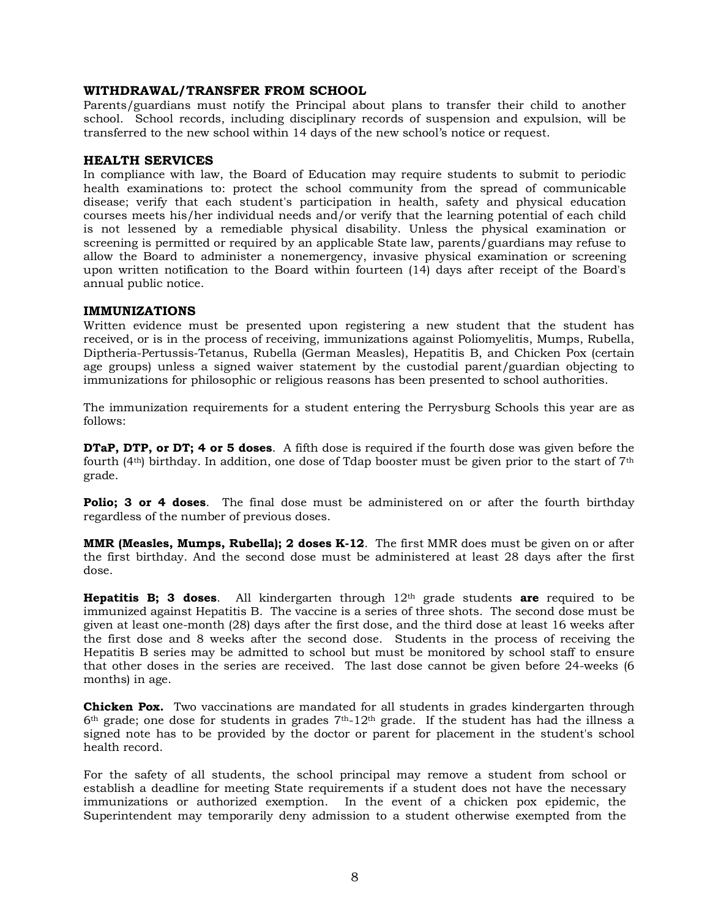## WITHDRAWAL/TRANSFER FROM SCHOOL

Parents/guardians must notify the Principal about plans to transfer their child to another school. School records, including disciplinary records of suspension and expulsion, will be transferred to the new school within 14 days of the new school's notice or request.

## HEALTH SERVICES

In compliance with law, the Board of Education may require students to submit to periodic health examinations to: protect the school community from the spread of communicable disease; verify that each student's participation in health, safety and physical education courses meets his/her individual needs and/or verify that the learning potential of each child is not lessened by a remediable physical disability. Unless the physical examination or screening is permitted or required by an applicable State law, parents/guardians may refuse to allow the Board to administer a nonemergency, invasive physical examination or screening upon written notification to the Board within fourteen (14) days after receipt of the Board's annual public notice.

## IMMUNIZATIONS

Written evidence must be presented upon registering a new student that the student has received, or is in the process of receiving, immunizations against Poliomyelitis, Mumps, Rubella, Diptheria-Pertussis-Tetanus, Rubella (German Measles), Hepatitis B, and Chicken Pox (certain age groups) unless a signed waiver statement by the custodial parent/guardian objecting to immunizations for philosophic or religious reasons has been presented to school authorities.

The immunization requirements for a student entering the Perrysburg Schools this year are as follows:

**DTaP, DTP, or DT; 4 or 5 doses**. A fifth dose is required if the fourth dose was given before the fourth (4th) birthday. In addition, one dose of Tdap booster must be given prior to the start of 7th grade.

**Polio; 3 or 4 doses**. The final dose must be administered on or after the fourth birthday regardless of the number of previous doses.

**MMR (Measles, Mumps, Rubella); 2 doses K-12**. The first MMR does must be given on or after the first birthday. And the second dose must be administered at least 28 days after the first dose.

**Hepatitis B; 3 doses**. All kindergarten through 12th grade students **are** required to be immunized against Hepatitis B. The vaccine is a series of three shots. The second dose must be given at least one-month (28) days after the first dose, and the third dose at least 16 weeks after the first dose and 8 weeks after the second dose. Students in the process of receiving the Hepatitis B series may be admitted to school but must be monitored by school staff to ensure that other doses in the series are received. The last dose cannot be given before 24-weeks (6 months) in age.

**Chicken Pox.** Two vaccinations are mandated for all students in grades kindergarten through 6th grade; one dose for students in grades 7th-12th grade. If the student has had the illness a signed note has to be provided by the doctor or parent for placement in the student's school health record.

For the safety of all students, the school principal may remove a student from school or establish a deadline for meeting State requirements if a student does not have the necessary immunizations or authorized exemption. In the event of a chicken pox epidemic, the Superintendent may temporarily deny admission to a student otherwise exempted from the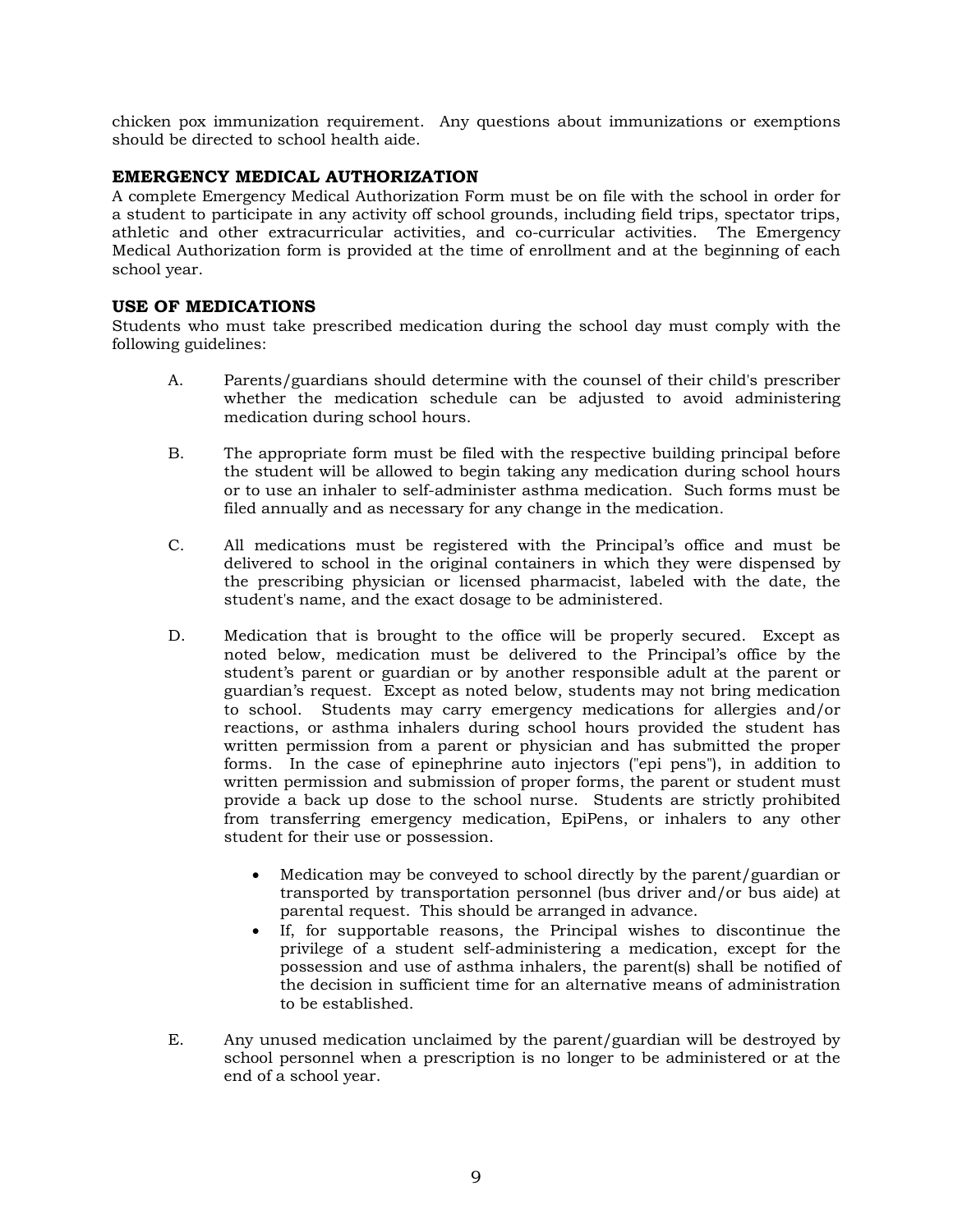chicken pox immunization requirement. Any questions about immunizations or exemptions should be directed to school health aide.

## EMERGENCY MEDICAL AUTHORIZATION

A complete Emergency Medical Authorization Form must be on file with the school in order for a student to participate in any activity off school grounds, including field trips, spectator trips, athletic and other extracurricular activities, and co-curricular activities. The Emergency Medical Authorization form is provided at the time of enrollment and at the beginning of each school year.

## USE OF MEDICATIONS

Students who must take prescribed medication during the school day must comply with the following guidelines:

A. Parents/guardians should determine with the counsel of their child's prescriber whether the medication schedule can be adjusted to avoid administering medication during school hours.

B. The appropriate form must be filed with the respective building principal before the student will be allowed to begin taking any medication during school hours or to use an inhaler to self-administer asthma medication. Such forms must be filed annually and as necessary for any change in the medication.

C. All medications must be registered with the Principal's office and must be delivered to school in the original containers in which they were dispensed by the prescribing physician or licensed pharmacist, labeled with the date, the student's name, and the exact dosage to be administered.

D. Medication that is brought to the office will be properly secured. Except as noted below, medication must be delivered to the Principal's office by the student's parent or guardian or by another responsible adult at the parent or guardian's request. Except as noted below, students may not bring medication to school. Students may carry emergency medications for allergies and/or reactions, or asthma inhalers during school hours provided the student has written permission from a parent or physician and has submitted the proper forms. In the case of epinephrine auto injectors ("epi pens"), in addition to written permission and submission of proper forms, the parent or student must provide a back up dose to the school nurse. Students are strictly prohibited from transferring emergency medication, EpiPens, or inhalers to any other student for their use or possession.

   - Medication may be conveyed to school directly by the parent/guardian or transported by transportation personnel (bus driver and/or bus aide) at parental request. This should be arranged in advance.
   - If, for supportable reasons, the Principal wishes to discontinue the privilege of a student self-administering a medication, except for the possession and use of asthma inhalers, the parent(s) shall be notified of the decision in sufficient time for an alternative means of administration to be established.

E. Any unused medication unclaimed by the parent/guardian will be destroyed by school personnel when a prescription is no longer to be administered or at the end of a school year.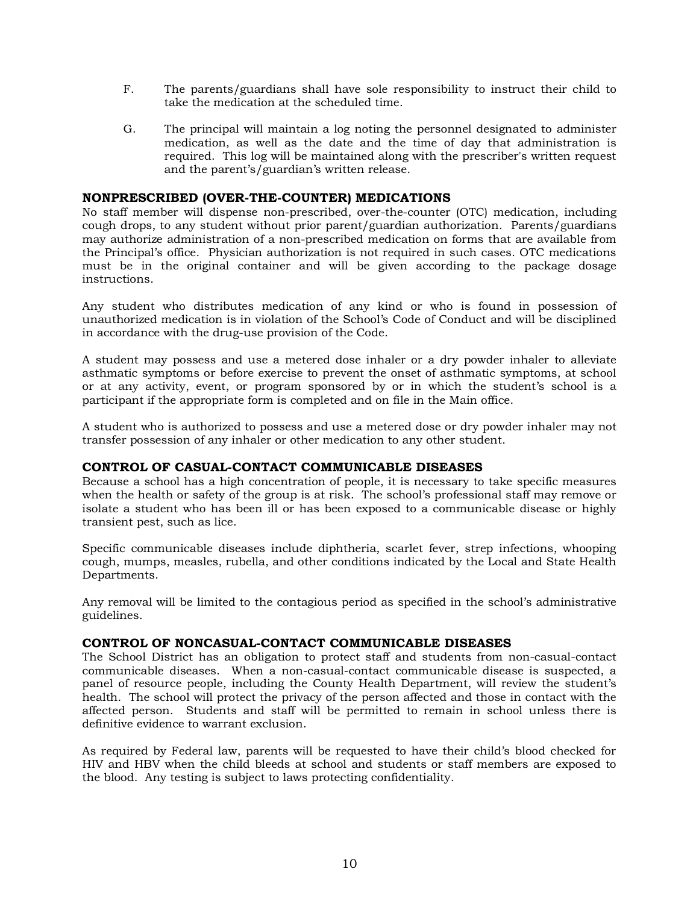F. The parents/guardians shall have sole responsibility to instruct their child to take the medication at the scheduled time.

G. The principal will maintain a log noting the personnel designated to administer medication, as well as the date and the time of day that administration is required. This log will be maintained along with the prescriber's written request and the parent's/guardian's written release.

### NONPRESCRIBED (OVER-THE-COUNTER) MEDICATIONS

No staff member will dispense non-prescribed, over-the-counter (OTC) medication, including cough drops, to any student without prior parent/guardian authorization. Parents/guardians may authorize administration of a non-prescribed medication on forms that are available from the Principal's office. Physician authorization is not required in such cases. OTC medications must be in the original container and will be given according to the package dosage instructions.

Any student who distributes medication of any kind or who is found in possession of unauthorized medication is in violation of the School's Code of Conduct and will be disciplined in accordance with the drug-use provision of the Code.

A student may possess and use a metered dose inhaler or a dry powder inhaler to alleviate asthmatic symptoms or before exercise to prevent the onset of asthmatic symptoms, at school or at any activity, event, or program sponsored by or in which the student's school is a participant if the appropriate form is completed and on file in the Main office.

A student who is authorized to possess and use a metered dose or dry powder inhaler may not transfer possession of any inhaler or other medication to any other student.

### CONTROL OF CASUAL-CONTACT COMMUNICABLE DISEASES

Because a school has a high concentration of people, it is necessary to take specific measures when the health or safety of the group is at risk. The school's professional staff may remove or isolate a student who has been ill or has been exposed to a communicable disease or highly transient pest, such as lice.

Specific communicable diseases include diphtheria, scarlet fever, strep infections, whooping cough, mumps, measles, rubella, and other conditions indicated by the Local and State Health Departments.

Any removal will be limited to the contagious period as specified in the school's administrative guidelines.

### CONTROL OF NONCASUAL-CONTACT COMMUNICABLE DISEASES

The School District has an obligation to protect staff and students from non-casual-contact communicable diseases. When a non-casual-contact communicable disease is suspected, a panel of resource people, including the County Health Department, will review the student's health. The school will protect the privacy of the person affected and those in contact with the affected person. Students and staff will be permitted to remain in school unless there is definitive evidence to warrant exclusion.

As required by Federal law, parents will be requested to have their child's blood checked for HIV and HBV when the child bleeds at school and students or staff members are exposed to the blood. Any testing is subject to laws protecting confidentiality.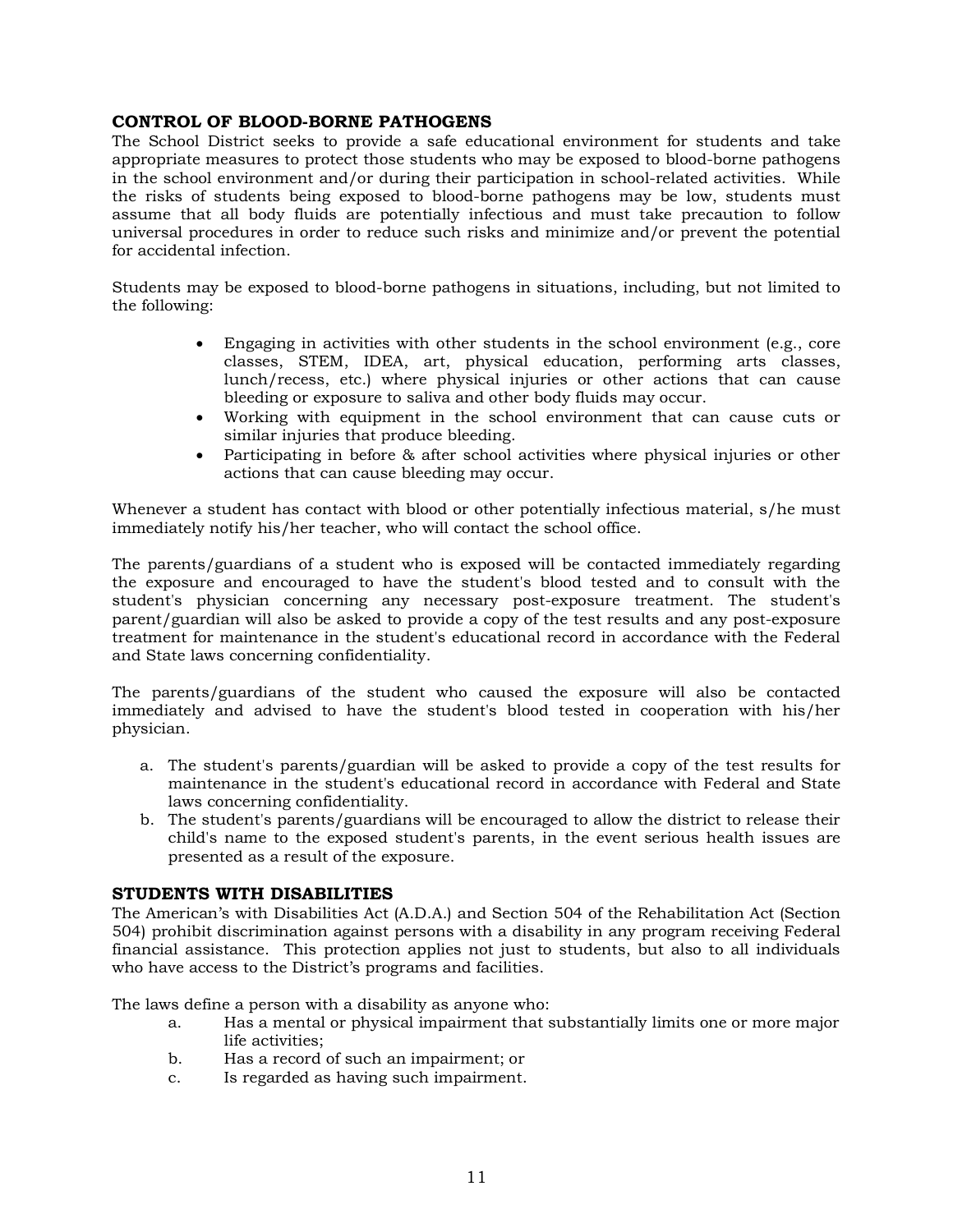## CONTROL OF BLOOD-BORNE PATHOGENS

The School District seeks to provide a safe educational environment for students and take appropriate measures to protect those students who may be exposed to blood-borne pathogens in the school environment and/or during their participation in school-related activities. While the risks of students being exposed to blood-borne pathogens may be low, students must assume that all body fluids are potentially infectious and must take precaution to follow universal procedures in order to reduce such risks and minimize and/or prevent the potential for accidental infection.

Students may be exposed to blood-borne pathogens in situations, including, but not limited to the following:

- Engaging in activities with other students in the school environment (e.g., core classes, STEM, IDEA, art, physical education, performing arts classes, lunch/recess, etc.) where physical injuries or other actions that can cause bleeding or exposure to saliva and other body fluids may occur.
- Working with equipment in the school environment that can cause cuts or similar injuries that produce bleeding.
- Participating in before & after school activities where physical injuries or other actions that can cause bleeding may occur.

Whenever a student has contact with blood or other potentially infectious material, s/he must immediately notify his/her teacher, who will contact the school office.

The parents/guardians of a student who is exposed will be contacted immediately regarding the exposure and encouraged to have the student's blood tested and to consult with the student's physician concerning any necessary post-exposure treatment. The student's parent/guardian will also be asked to provide a copy of the test results and any post-exposure treatment for maintenance in the student's educational record in accordance with the Federal and State laws concerning confidentiality.

The parents/guardians of the student who caused the exposure will also be contacted immediately and advised to have the student's blood tested in cooperation with his/her physician.

a. The student's parents/guardian will be asked to provide a copy of the test results for maintenance in the student's educational record in accordance with Federal and State laws concerning confidentiality.
b. The student's parents/guardians will be encouraged to allow the district to release their child's name to the exposed student's parents, in the event serious health issues are presented as a result of the exposure.

## STUDENTS WITH DISABILITIES

The American's with Disabilities Act (A.D.A.) and Section 504 of the Rehabilitation Act (Section 504) prohibit discrimination against persons with a disability in any program receiving Federal financial assistance. This protection applies not just to students, but also to all individuals who have access to the District's programs and facilities.

The laws define a person with a disability as anyone who:

a. Has a mental or physical impairment that substantially limits one or more major life activities;
b. Has a record of such an impairment; or
c. Is regarded as having such impairment.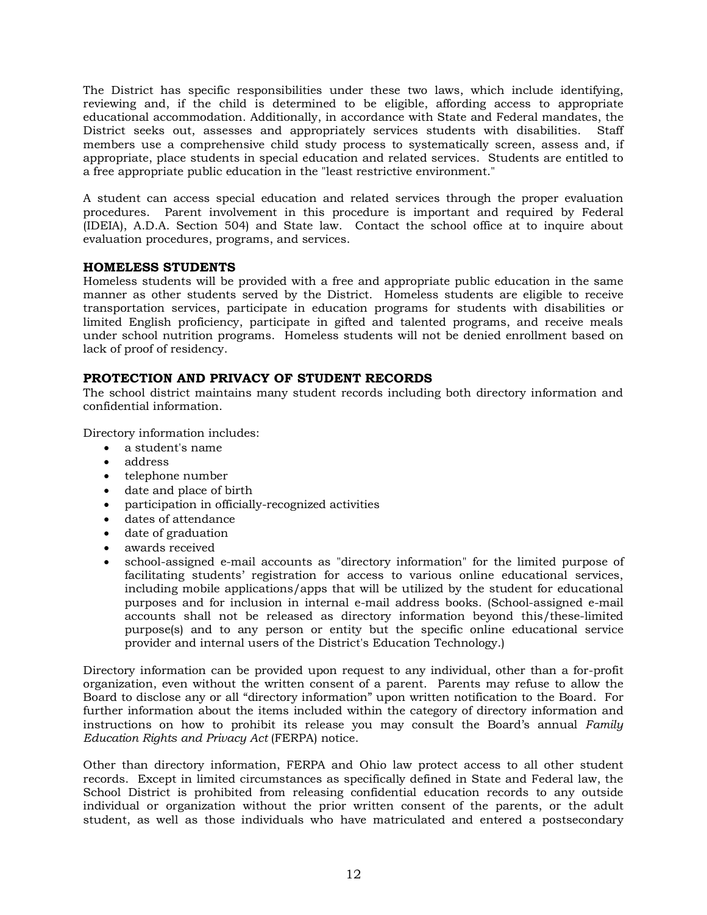The District has specific responsibilities under these two laws, which include identifying, reviewing and, if the child is determined to be eligible, affording access to appropriate educational accommodation. Additionally, in accordance with State and Federal mandates, the District seeks out, assesses and appropriately services students with disabilities. Staff members use a comprehensive child study process to systematically screen, assess and, if appropriate, place students in special education and related services. Students are entitled to a free appropriate public education in the "least restrictive environment."

A student can access special education and related services through the proper evaluation procedures. Parent involvement in this procedure is important and required by Federal (IDEIA), A.D.A. Section 504) and State law. Contact the school office at to inquire about evaluation procedures, programs, and services.

## HOMELESS STUDENTS

Homeless students will be provided with a free and appropriate public education in the same manner as other students served by the District. Homeless students are eligible to receive transportation services, participate in education programs for students with disabilities or limited English proficiency, participate in gifted and talented programs, and receive meals under school nutrition programs. Homeless students will not be denied enrollment based on lack of proof of residency.

## PROTECTION AND PRIVACY OF STUDENT RECORDS

The school district maintains many student records including both directory information and confidential information.

Directory information includes:

- a student's name
- address
- telephone number
- date and place of birth
- participation in officially-recognized activities
- dates of attendance
- date of graduation
- awards received
- school-assigned e-mail accounts as "directory information" for the limited purpose of facilitating students' registration for access to various online educational services, including mobile applications/apps that will be utilized by the student for educational purposes and for inclusion in internal e-mail address books. (School-assigned e-mail accounts shall not be released as directory information beyond this/these-limited purpose(s) and to any person or entity but the specific online educational service provider and internal users of the District's Education Technology.)

Directory information can be provided upon request to any individual, other than a for-profit organization, even without the written consent of a parent. Parents may refuse to allow the Board to disclose any or all "directory information" upon written notification to the Board. For further information about the items included within the category of directory information and instructions on how to prohibit its release you may consult the Board's annual *Family Education Rights and Privacy Act* (FERPA) notice.

Other than directory information, FERPA and Ohio law protect access to all other student records. Except in limited circumstances as specifically defined in State and Federal law, the School District is prohibited from releasing confidential education records to any outside individual or organization without the prior written consent of the parents, or the adult student, as well as those individuals who have matriculated and entered a postsecondary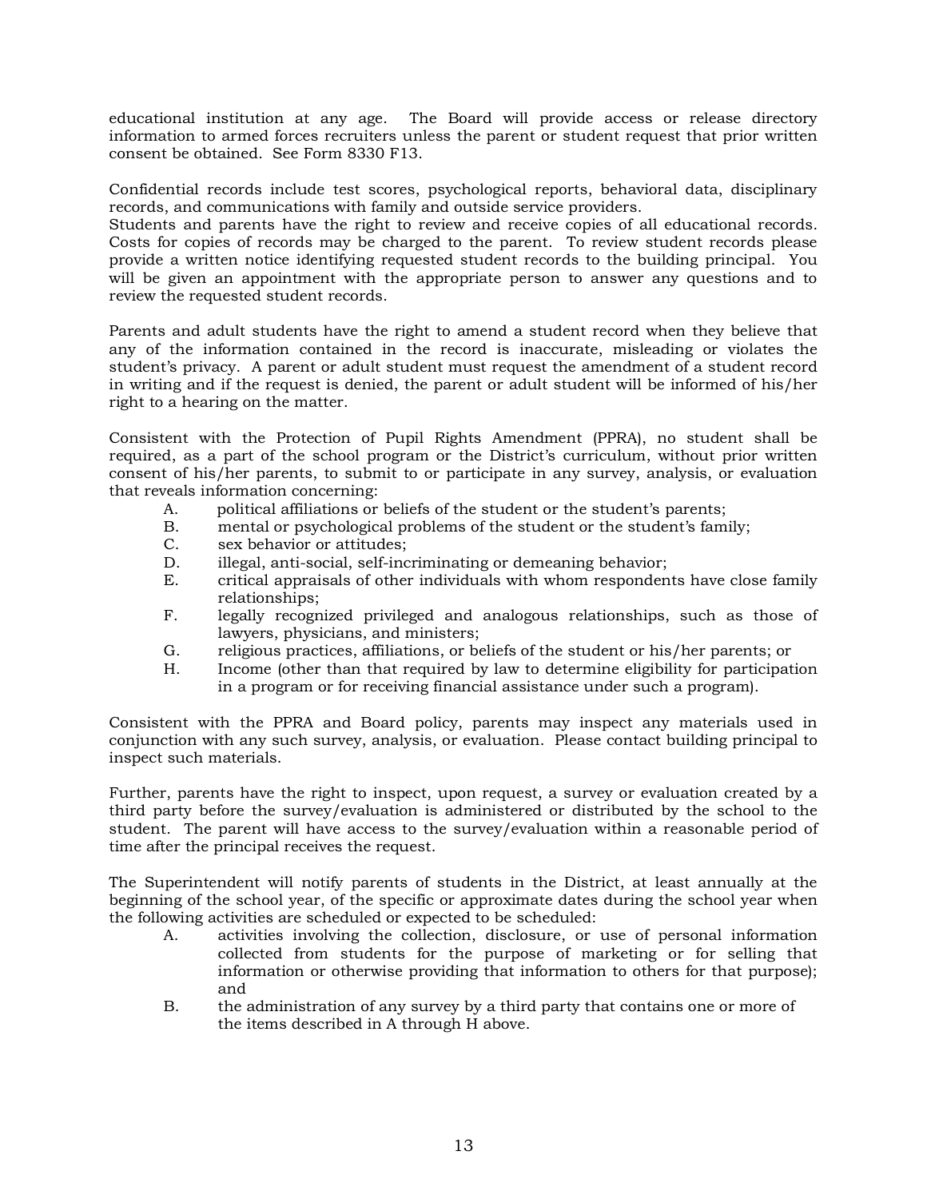educational institution at any age. The Board will provide access or release directory information to armed forces recruiters unless the parent or student request that prior written consent be obtained. See Form 8330 F13.

Confidential records include test scores, psychological reports, behavioral data, disciplinary records, and communications with family and outside service providers.
Students and parents have the right to review and receive copies of all educational records. Costs for copies of records may be charged to the parent. To review student records please provide a written notice identifying requested student records to the building principal. You will be given an appointment with the appropriate person to answer any questions and to review the requested student records.

Parents and adult students have the right to amend a student record when they believe that any of the information contained in the record is inaccurate, misleading or violates the student's privacy. A parent or adult student must request the amendment of a student record in writing and if the request is denied, the parent or adult student will be informed of his/her right to a hearing on the matter.

Consistent with the Protection of Pupil Rights Amendment (PPRA), no student shall be required, as a part of the school program or the District's curriculum, without prior written consent of his/her parents, to submit to or participate in any survey, analysis, or evaluation that reveals information concerning:

A. political affiliations or beliefs of the student or the student's parents;
B. mental or psychological problems of the student or the student's family;
C. sex behavior or attitudes;
D. illegal, anti-social, self-incriminating or demeaning behavior;
E. critical appraisals of other individuals with whom respondents have close family relationships;
F. legally recognized privileged and analogous relationships, such as those of lawyers, physicians, and ministers;
G. religious practices, affiliations, or beliefs of the student or his/her parents; or
H. Income (other than that required by law to determine eligibility for participation in a program or for receiving financial assistance under such a program).

Consistent with the PPRA and Board policy, parents may inspect any materials used in conjunction with any such survey, analysis, or evaluation. Please contact building principal to inspect such materials.

Further, parents have the right to inspect, upon request, a survey or evaluation created by a third party before the survey/evaluation is administered or distributed by the school to the student. The parent will have access to the survey/evaluation within a reasonable period of time after the principal receives the request.

The Superintendent will notify parents of students in the District, at least annually at the beginning of the school year, of the specific or approximate dates during the school year when the following activities are scheduled or expected to be scheduled:

A. activities involving the collection, disclosure, or use of personal information collected from students for the purpose of marketing or for selling that information or otherwise providing that information to others for that purpose); and
B. the administration of any survey by a third party that contains one or more of the items described in A through H above.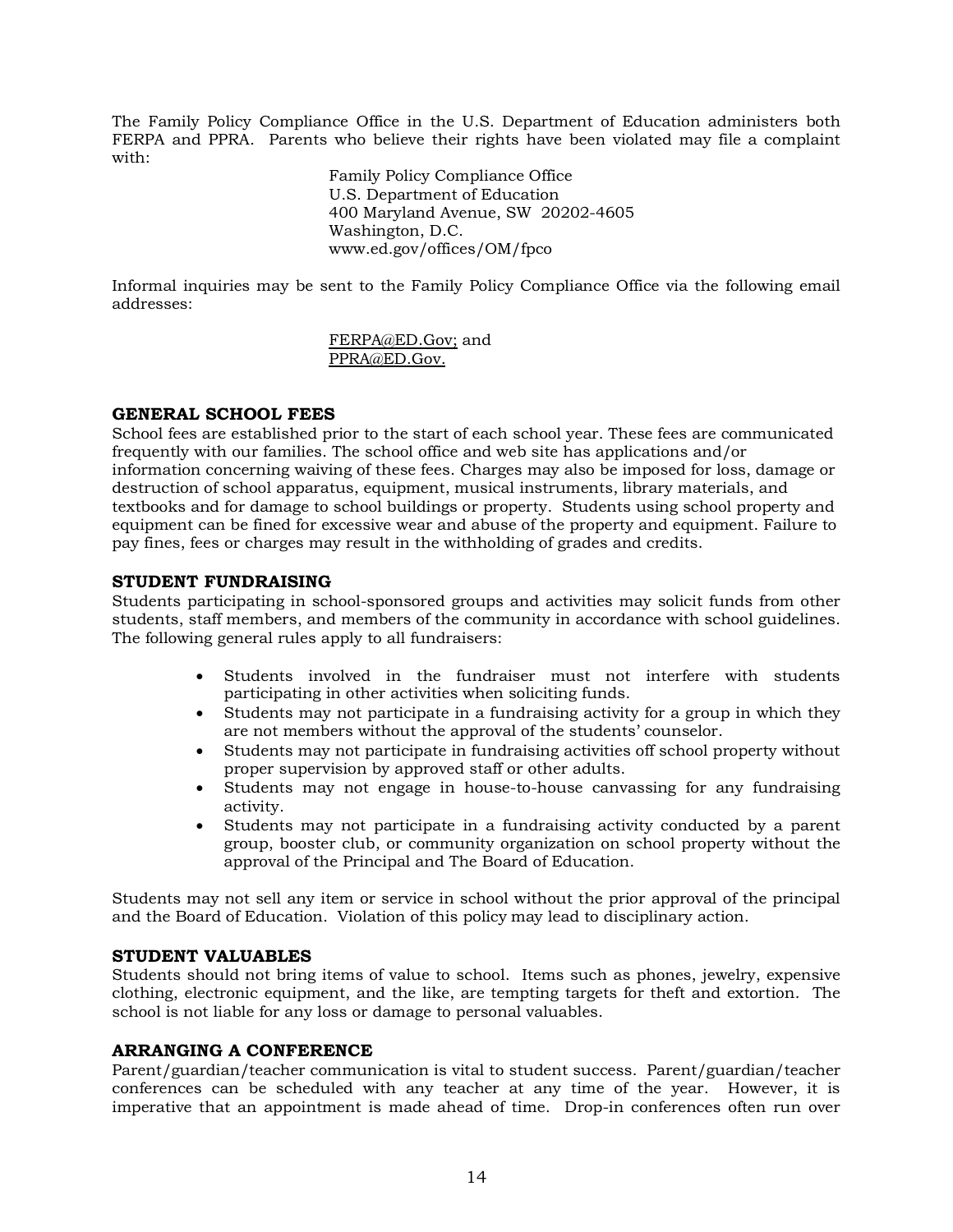The Family Policy Compliance Office in the U.S. Department of Education administers both FERPA and PPRA. Parents who believe their rights have been violated may file a complaint with:

Family Policy Compliance Office
U.S. Department of Education
400 Maryland Avenue, SW 20202-4605
Washington, D.C.
www.ed.gov/offices/OM/fpco

Informal inquiries may be sent to the Family Policy Compliance Office via the following email addresses:

FERPA@ED.Gov; and
PPRA@ED.Gov.

### GENERAL SCHOOL FEES

School fees are established prior to the start of each school year. These fees are communicated frequently with our families. The school office and web site has applications and/or information concerning waiving of these fees. Charges may also be imposed for loss, damage or destruction of school apparatus, equipment, musical instruments, library materials, and textbooks and for damage to school buildings or property. Students using school property and equipment can be fined for excessive wear and abuse of the property and equipment. Failure to pay fines, fees or charges may result in the withholding of grades and credits.

### STUDENT FUNDRAISING

Students participating in school-sponsored groups and activities may solicit funds from other students, staff members, and members of the community in accordance with school guidelines. The following general rules apply to all fundraisers:

- Students involved in the fundraiser must not interfere with students participating in other activities when soliciting funds.
- Students may not participate in a fundraising activity for a group in which they are not members without the approval of the students' counselor.
- Students may not participate in fundraising activities off school property without proper supervision by approved staff or other adults.
- Students may not engage in house-to-house canvassing for any fundraising activity.
- Students may not participate in a fundraising activity conducted by a parent group, booster club, or community organization on school property without the approval of the Principal and The Board of Education.

Students may not sell any item or service in school without the prior approval of the principal and the Board of Education. Violation of this policy may lead to disciplinary action.

### STUDENT VALUABLES

Students should not bring items of value to school. Items such as phones, jewelry, expensive clothing, electronic equipment, and the like, are tempting targets for theft and extortion. The school is not liable for any loss or damage to personal valuables.

### ARRANGING A CONFERENCE

Parent/guardian/teacher communication is vital to student success. Parent/guardian/teacher conferences can be scheduled with any teacher at any time of the year. However, it is imperative that an appointment is made ahead of time. Drop-in conferences often run over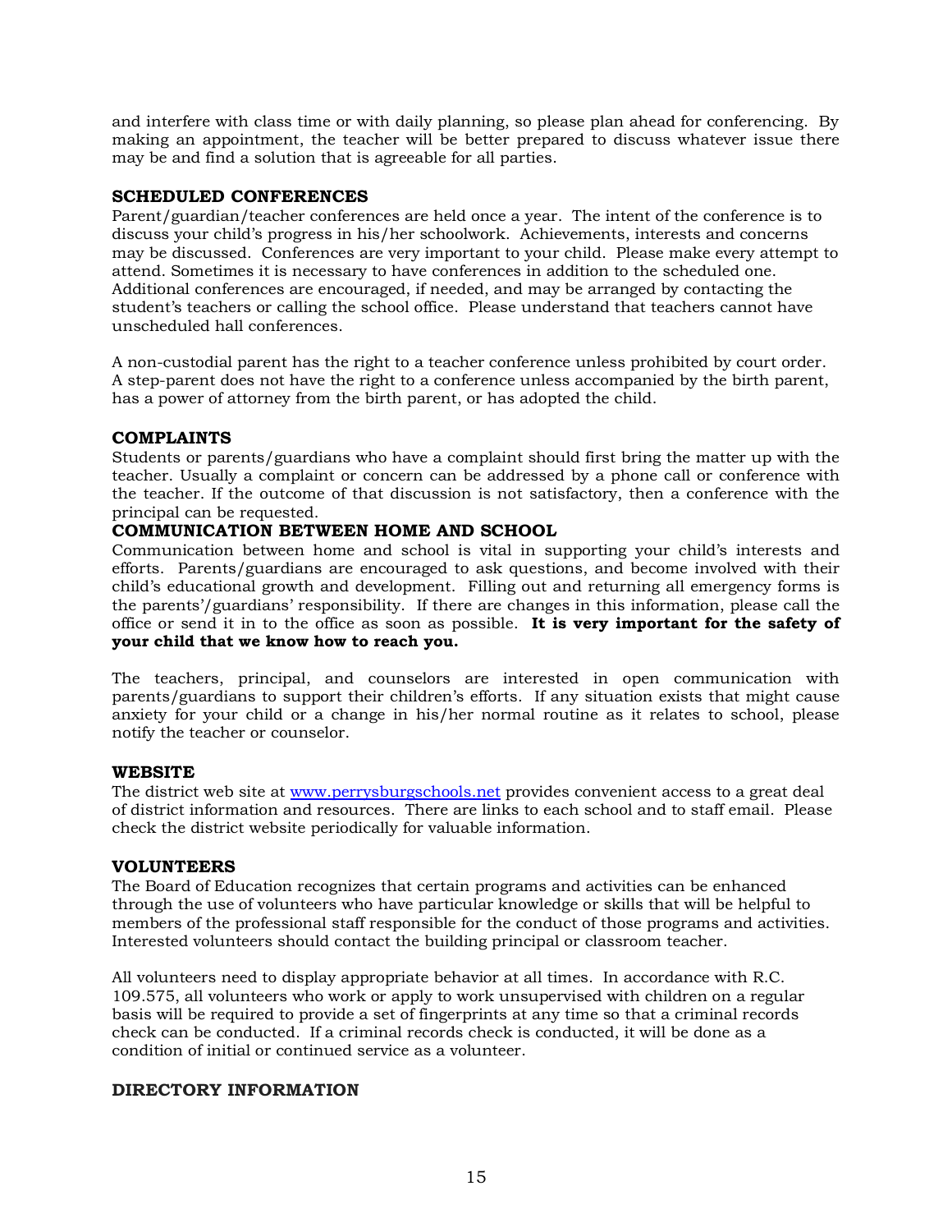and interfere with class time or with daily planning, so please plan ahead for conferencing. By making an appointment, the teacher will be better prepared to discuss whatever issue there may be and find a solution that is agreeable for all parties.

### SCHEDULED CONFERENCES

Parent/guardian/teacher conferences are held once a year. The intent of the conference is to discuss your child's progress in his/her schoolwork. Achievements, interests and concerns may be discussed. Conferences are very important to your child. Please make every attempt to attend. Sometimes it is necessary to have conferences in addition to the scheduled one. Additional conferences are encouraged, if needed, and may be arranged by contacting the student's teachers or calling the school office. Please understand that teachers cannot have unscheduled hall conferences.

A non-custodial parent has the right to a teacher conference unless prohibited by court order. A step-parent does not have the right to a conference unless accompanied by the birth parent, has a power of attorney from the birth parent, or has adopted the child.

### COMPLAINTS

Students or parents/guardians who have a complaint should first bring the matter up with the teacher. Usually a complaint or concern can be addressed by a phone call or conference with the teacher. If the outcome of that discussion is not satisfactory, then a conference with the principal can be requested.

### COMMUNICATION BETWEEN HOME AND SCHOOL

Communication between home and school is vital in supporting your child's interests and efforts. Parents/guardians are encouraged to ask questions, and become involved with their child's educational growth and development. Filling out and returning all emergency forms is the parents'/guardians' responsibility. If there are changes in this information, please call the office or send it in to the office as soon as possible. **It is very important for the safety of your child that we know how to reach you.**

The teachers, principal, and counselors are interested in open communication with parents/guardians to support their children's efforts. If any situation exists that might cause anxiety for your child or a change in his/her normal routine as it relates to school, please notify the teacher or counselor.

### WEBSITE

The district web site at [www.perrysburgschools.net](http://www.perrysburgschools.net) provides convenient access to a great deal of district information and resources. There are links to each school and to staff email. Please check the district website periodically for valuable information.

### VOLUNTEERS

The Board of Education recognizes that certain programs and activities can be enhanced through the use of volunteers who have particular knowledge or skills that will be helpful to members of the professional staff responsible for the conduct of those programs and activities. Interested volunteers should contact the building principal or classroom teacher.

All volunteers need to display appropriate behavior at all times. In accordance with R.C. 109.575, all volunteers who work or apply to work unsupervised with children on a regular basis will be required to provide a set of fingerprints at any time so that a criminal records check can be conducted. If a criminal records check is conducted, it will be done as a condition of initial or continued service as a volunteer.

### DIRECTORY INFORMATION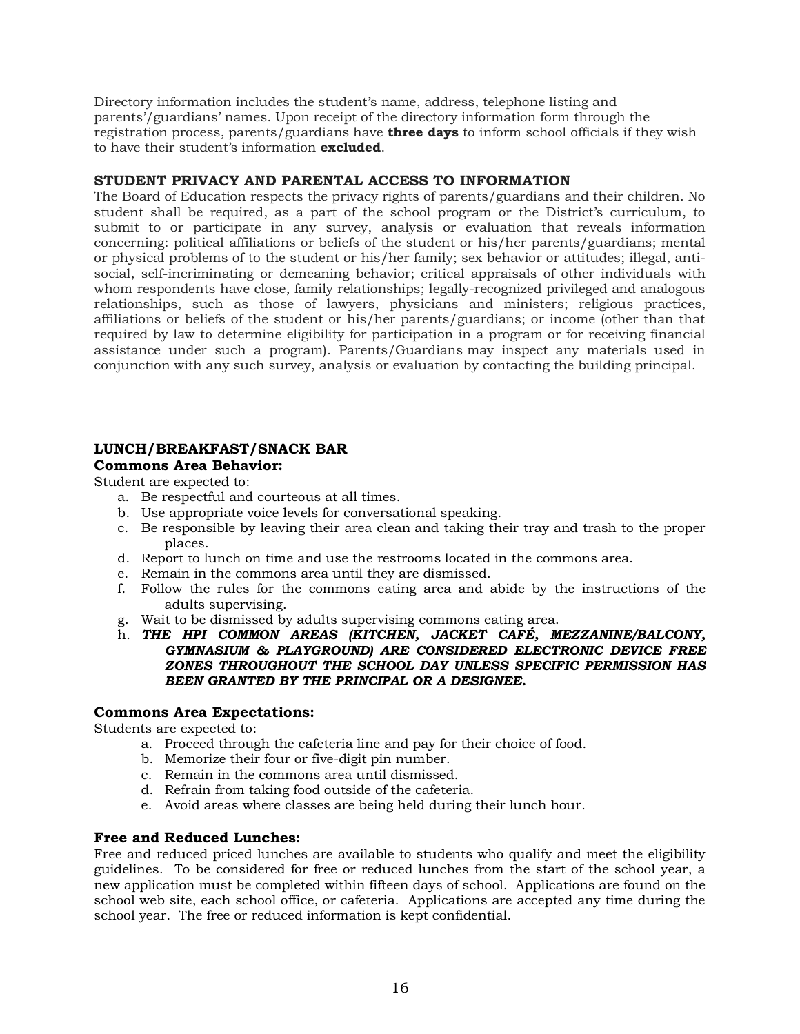Directory information includes the student's name, address, telephone listing and parents'/guardians' names. Upon receipt of the directory information form through the registration process, parents/guardians have **three days** to inform school officials if they wish to have their student's information **excluded**.

## STUDENT PRIVACY AND PARENTAL ACCESS TO INFORMATION

The Board of Education respects the privacy rights of parents/guardians and their children. No student shall be required, as a part of the school program or the District's curriculum, to submit to or participate in any survey, analysis or evaluation that reveals information concerning: political affiliations or beliefs of the student or his/her parents/guardians; mental or physical problems of to the student or his/her family; sex behavior or attitudes; illegal, anti-social, self-incriminating or demeaning behavior; critical appraisals of other individuals with whom respondents have close, family relationships; legally-recognized privileged and analogous relationships, such as those of lawyers, physicians and ministers; religious practices, affiliations or beliefs of the student or his/her parents/guardians; or income (other than that required by law to determine eligibility for participation in a program or for receiving financial assistance under such a program). Parents/Guardians may inspect any materials used in conjunction with any such survey, analysis or evaluation by contacting the building principal.

## LUNCH/BREAKFAST/SNACK BAR

### Commons Area Behavior:

Student are expected to:

a. Be respectful and courteous at all times.
b. Use appropriate voice levels for conversational speaking.
c. Be responsible by leaving their area clean and taking their tray and trash to the proper places.
d. Report to lunch on time and use the restrooms located in the commons area.
e. Remain in the commons area until they are dismissed.
f. Follow the rules for the commons eating area and abide by the instructions of the adults supervising.
g. Wait to be dismissed by adults supervising commons eating area.
h. ***THE HPI COMMON AREAS (KITCHEN, JACKET CAFÉ, MEZZANINE/BALCONY, GYMNASIUM & PLAYGROUND) ARE CONSIDERED ELECTRONIC DEVICE FREE ZONES THROUGHOUT THE SCHOOL DAY UNLESS SPECIFIC PERMISSION HAS BEEN GRANTED BY THE PRINCIPAL OR A DESIGNEE.***

### Commons Area Expectations:

Students are expected to:

a. Proceed through the cafeteria line and pay for their choice of food.
b. Memorize their four or five-digit pin number.
c. Remain in the commons area until dismissed.
d. Refrain from taking food outside of the cafeteria.
e. Avoid areas where classes are being held during their lunch hour.

### Free and Reduced Lunches:

Free and reduced priced lunches are available to students who qualify and meet the eligibility guidelines. To be considered for free or reduced lunches from the start of the school year, a new application must be completed within fifteen days of school. Applications are found on the school web site, each school office, or cafeteria. Applications are accepted any time during the school year. The free or reduced information is kept confidential.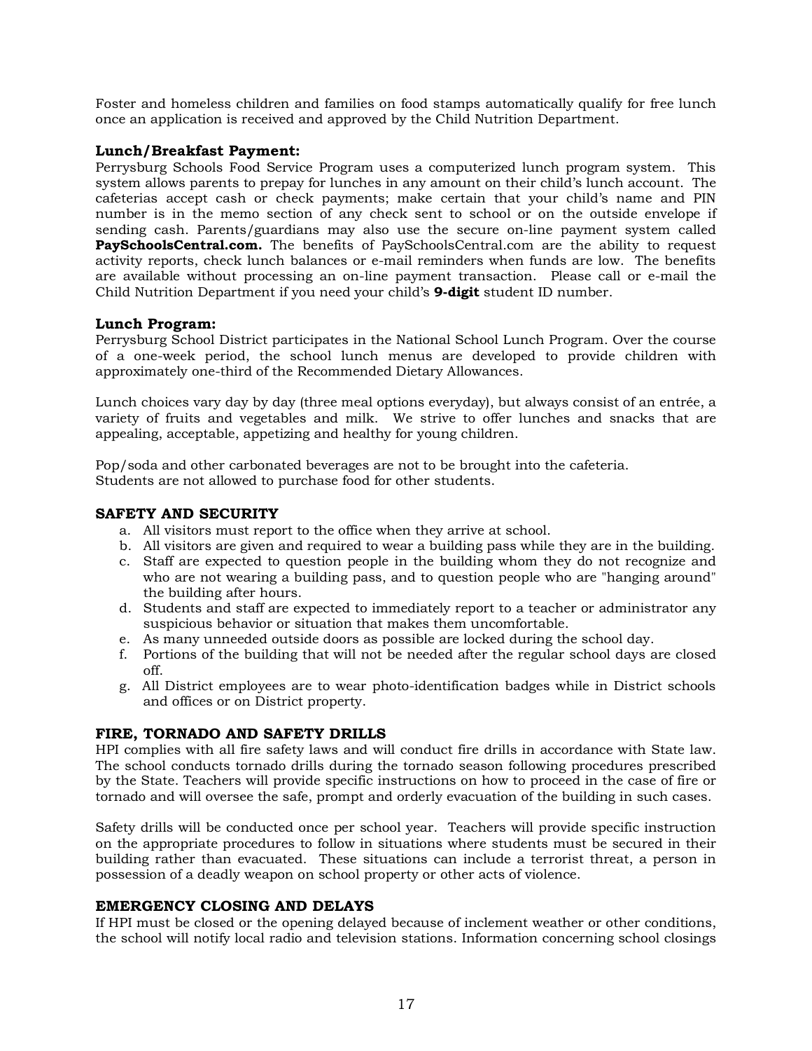Foster and homeless children and families on food stamps automatically qualify for free lunch once an application is received and approved by the Child Nutrition Department.

### Lunch/Breakfast Payment:

Perrysburg Schools Food Service Program uses a computerized lunch program system. This system allows parents to prepay for lunches in any amount on their child's lunch account. The cafeterias accept cash or check payments; make certain that your child's name and PIN number is in the memo section of any check sent to school or on the outside envelope if sending cash. Parents/guardians may also use the secure on-line payment system called **PaySchoolsCentral.com.** The benefits of PaySchoolsCentral.com are the ability to request activity reports, check lunch balances or e-mail reminders when funds are low. The benefits are available without processing an on-line payment transaction. Please call or e-mail the Child Nutrition Department if you need your child's **9-digit** student ID number.

### Lunch Program:

Perrysburg School District participates in the National School Lunch Program. Over the course of a one-week period, the school lunch menus are developed to provide children with approximately one-third of the Recommended Dietary Allowances.

Lunch choices vary day by day (three meal options everyday), but always consist of an entrée, a variety of fruits and vegetables and milk. We strive to offer lunches and snacks that are appealing, acceptable, appetizing and healthy for young children.

Pop/soda and other carbonated beverages are not to be brought into the cafeteria.
Students are not allowed to purchase food for other students.

## SAFETY AND SECURITY

a. All visitors must report to the office when they arrive at school.
b. All visitors are given and required to wear a building pass while they are in the building.
c. Staff are expected to question people in the building whom they do not recognize and who are not wearing a building pass, and to question people who are "hanging around" the building after hours.
d. Students and staff are expected to immediately report to a teacher or administrator any suspicious behavior or situation that makes them uncomfortable.
e. As many unneeded outside doors as possible are locked during the school day.
f. Portions of the building that will not be needed after the regular school days are closed off.
g. All District employees are to wear photo-identification badges while in District schools and offices or on District property.

## FIRE, TORNADO AND SAFETY DRILLS

HPI complies with all fire safety laws and will conduct fire drills in accordance with State law. The school conducts tornado drills during the tornado season following procedures prescribed by the State. Teachers will provide specific instructions on how to proceed in the case of fire or tornado and will oversee the safe, prompt and orderly evacuation of the building in such cases.

Safety drills will be conducted once per school year. Teachers will provide specific instruction on the appropriate procedures to follow in situations where students must be secured in their building rather than evacuated. These situations can include a terrorist threat, a person in possession of a deadly weapon on school property or other acts of violence.

## EMERGENCY CLOSING AND DELAYS

If HPI must be closed or the opening delayed because of inclement weather or other conditions, the school will notify local radio and television stations. Information concerning school closings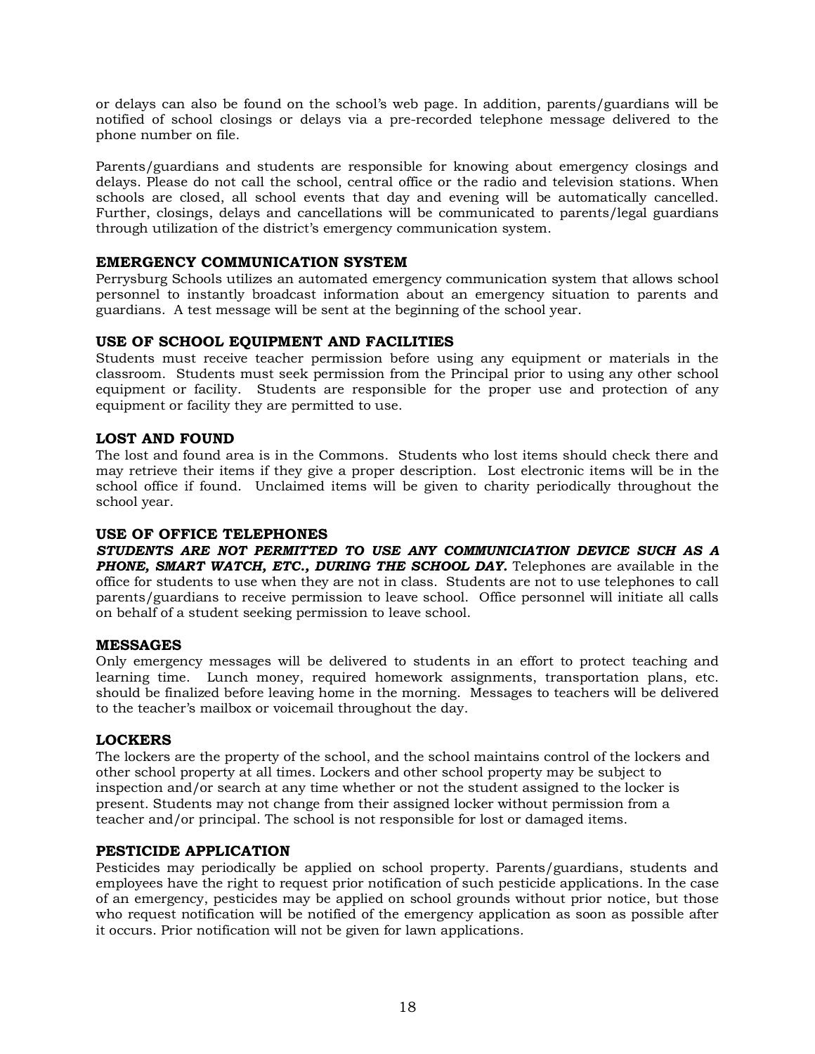or delays can also be found on the school's web page. In addition, parents/guardians will be notified of school closings or delays via a pre-recorded telephone message delivered to the phone number on file.

Parents/guardians and students are responsible for knowing about emergency closings and delays. Please do not call the school, central office or the radio and television stations. When schools are closed, all school events that day and evening will be automatically cancelled. Further, closings, delays and cancellations will be communicated to parents/legal guardians through utilization of the district's emergency communication system.

### EMERGENCY COMMUNICATION SYSTEM

Perrysburg Schools utilizes an automated emergency communication system that allows school personnel to instantly broadcast information about an emergency situation to parents and guardians. A test message will be sent at the beginning of the school year.

### USE OF SCHOOL EQUIPMENT AND FACILITIES

Students must receive teacher permission before using any equipment or materials in the classroom. Students must seek permission from the Principal prior to using any other school equipment or facility. Students are responsible for the proper use and protection of any equipment or facility they are permitted to use.

### LOST AND FOUND

The lost and found area is in the Commons. Students who lost items should check there and may retrieve their items if they give a proper description. Lost electronic items will be in the school office if found. Unclaimed items will be given to charity periodically throughout the school year.

### USE OF OFFICE TELEPHONES

***STUDENTS ARE NOT PERMITTED TO USE ANY COMMUNICIATION DEVICE SUCH AS A PHONE, SMART WATCH, ETC., DURING THE SCHOOL DAY.*** Telephones are available in the office for students to use when they are not in class. Students are not to use telephones to call parents/guardians to receive permission to leave school. Office personnel will initiate all calls on behalf of a student seeking permission to leave school.

### MESSAGES

Only emergency messages will be delivered to students in an effort to protect teaching and learning time. Lunch money, required homework assignments, transportation plans, etc. should be finalized before leaving home in the morning. Messages to teachers will be delivered to the teacher's mailbox or voicemail throughout the day.

### LOCKERS

The lockers are the property of the school, and the school maintains control of the lockers and other school property at all times. Lockers and other school property may be subject to inspection and/or search at any time whether or not the student assigned to the locker is present. Students may not change from their assigned locker without permission from a teacher and/or principal. The school is not responsible for lost or damaged items.

### PESTICIDE APPLICATION

Pesticides may periodically be applied on school property. Parents/guardians, students and employees have the right to request prior notification of such pesticide applications. In the case of an emergency, pesticides may be applied on school grounds without prior notice, but those who request notification will be notified of the emergency application as soon as possible after it occurs. Prior notification will not be given for lawn applications.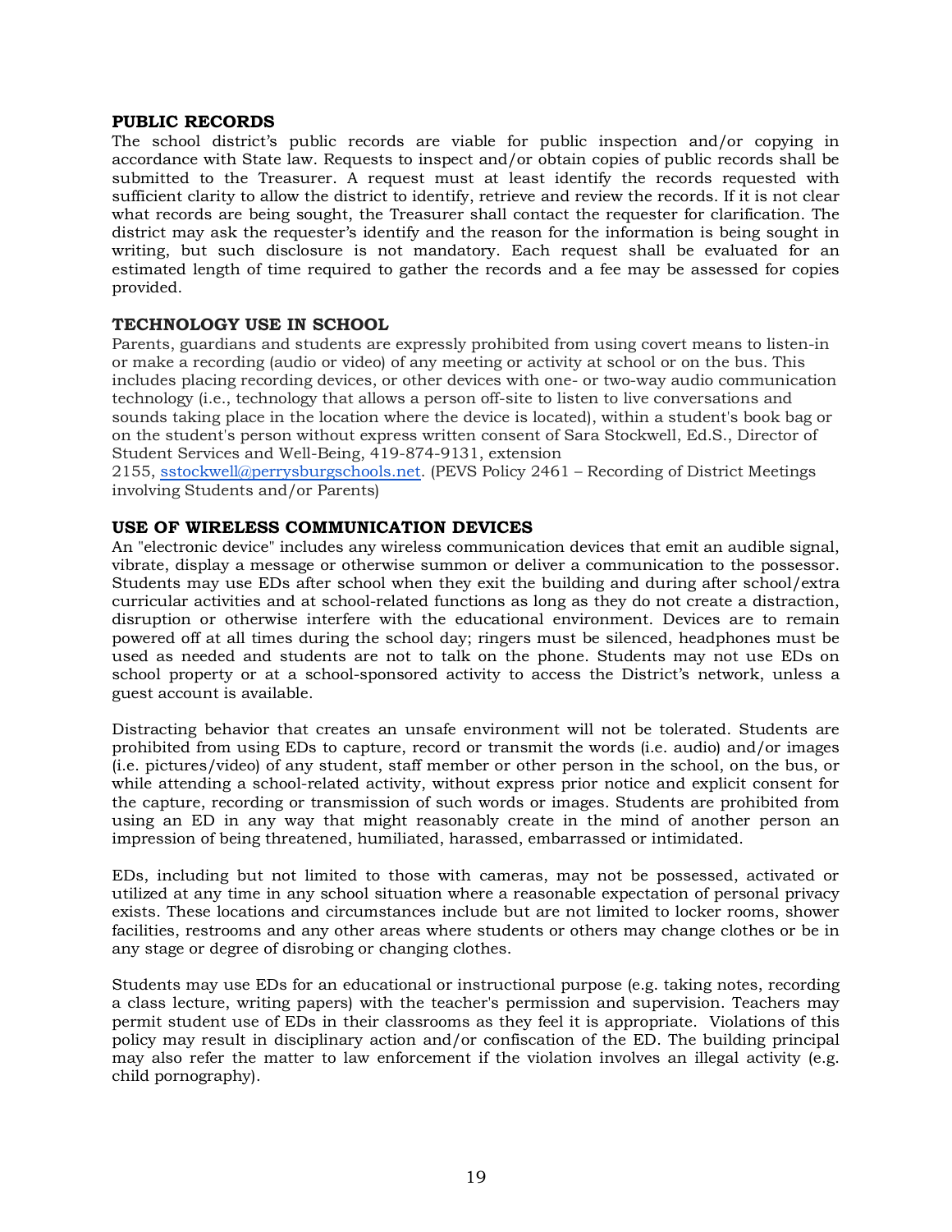## PUBLIC RECORDS

The school district's public records are viable for public inspection and/or copying in accordance with State law. Requests to inspect and/or obtain copies of public records shall be submitted to the Treasurer. A request must at least identify the records requested with sufficient clarity to allow the district to identify, retrieve and review the records. If it is not clear what records are being sought, the Treasurer shall contact the requester for clarification. The district may ask the requester's identify and the reason for the information is being sought in writing, but such disclosure is not mandatory. Each request shall be evaluated for an estimated length of time required to gather the records and a fee may be assessed for copies provided.

## TECHNOLOGY USE IN SCHOOL

Parents, guardians and students are expressly prohibited from using covert means to listen-in or make a recording (audio or video) of any meeting or activity at school or on the bus. This includes placing recording devices, or other devices with one- or two-way audio communication technology (i.e., technology that allows a person off-site to listen to live conversations and sounds taking place in the location where the device is located), within a student's book bag or on the student's person without express written consent of Sara Stockwell, Ed.S., Director of Student Services and Well-Being, 419-874-9131, extension 2155, sstockwell@perrysburgschools.net. (PEVS Policy 2461 – Recording of District Meetings involving Students and/or Parents)

## USE OF WIRELESS COMMUNICATION DEVICES

An "electronic device" includes any wireless communication devices that emit an audible signal, vibrate, display a message or otherwise summon or deliver a communication to the possessor. Students may use EDs after school when they exit the building and during after school/extra curricular activities and at school-related functions as long as they do not create a distraction, disruption or otherwise interfere with the educational environment. Devices are to remain powered off at all times during the school day; ringers must be silenced, headphones must be used as needed and students are not to talk on the phone. Students may not use EDs on school property or at a school-sponsored activity to access the District's network, unless a guest account is available.

Distracting behavior that creates an unsafe environment will not be tolerated. Students are prohibited from using EDs to capture, record or transmit the words (i.e. audio) and/or images (i.e. pictures/video) of any student, staff member or other person in the school, on the bus, or while attending a school-related activity, without express prior notice and explicit consent for the capture, recording or transmission of such words or images. Students are prohibited from using an ED in any way that might reasonably create in the mind of another person an impression of being threatened, humiliated, harassed, embarrassed or intimidated.

EDs, including but not limited to those with cameras, may not be possessed, activated or utilized at any time in any school situation where a reasonable expectation of personal privacy exists. These locations and circumstances include but are not limited to locker rooms, shower facilities, restrooms and any other areas where students or others may change clothes or be in any stage or degree of disrobing or changing clothes.

Students may use EDs for an educational or instructional purpose (e.g. taking notes, recording a class lecture, writing papers) with the teacher's permission and supervision. Teachers may permit student use of EDs in their classrooms as they feel it is appropriate. Violations of this policy may result in disciplinary action and/or confiscation of the ED. The building principal may also refer the matter to law enforcement if the violation involves an illegal activity (e.g. child pornography).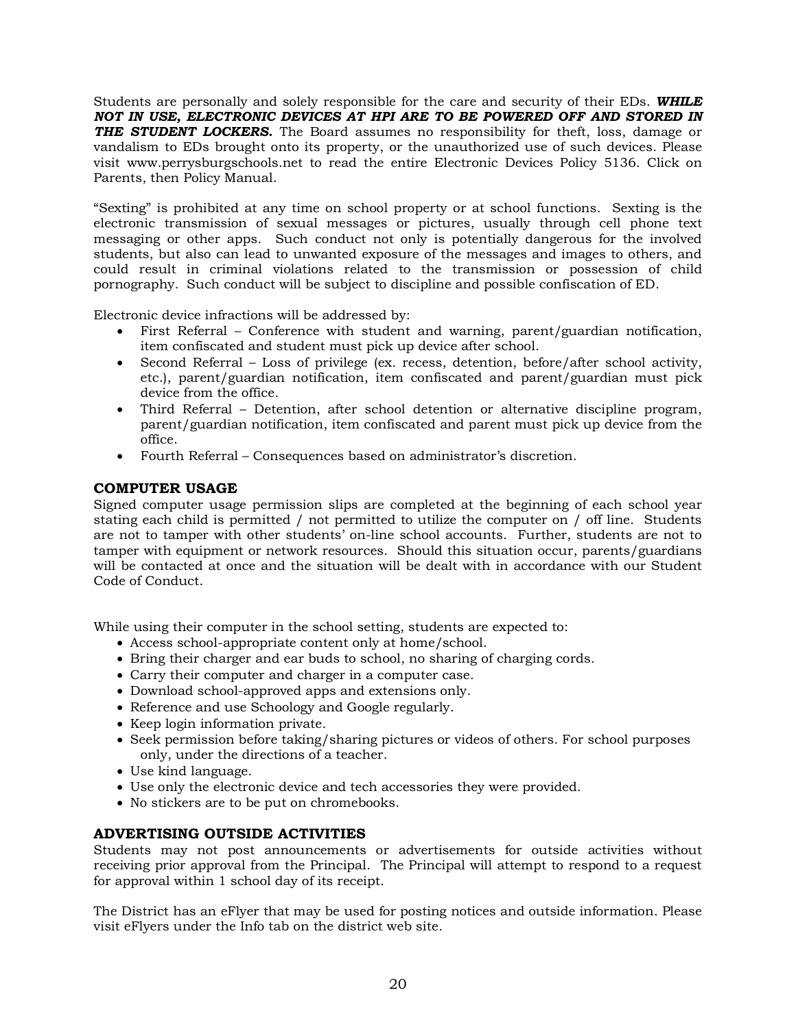Students are personally and solely responsible for the care and security of their EDs. ***WHILE NOT IN USE, ELECTRONIC DEVICES AT HPI ARE TO BE POWERED OFF AND STORED IN THE STUDENT LOCKERS.*** The Board assumes no responsibility for theft, loss, damage or vandalism to EDs brought onto its property, or the unauthorized use of such devices. Please visit www.perrysburgschools.net to read the entire Electronic Devices Policy 5136. Click on Parents, then Policy Manual.

"Sexting" is prohibited at any time on school property or at school functions. Sexting is the electronic transmission of sexual messages or pictures, usually through cell phone text messaging or other apps. Such conduct not only is potentially dangerous for the involved students, but also can lead to unwanted exposure of the messages and images to others, and could result in criminal violations related to the transmission or possession of child pornography. Such conduct will be subject to discipline and possible confiscation of ED.

Electronic device infractions will be addressed by:

- First Referral – Conference with student and warning, parent/guardian notification, item confiscated and student must pick up device after school.
- Second Referral – Loss of privilege (ex. recess, detention, before/after school activity, etc.), parent/guardian notification, item confiscated and parent/guardian must pick device from the office.
- Third Referral – Detention, after school detention or alternative discipline program, parent/guardian notification, item confiscated and parent must pick up device from the office.
- Fourth Referral – Consequences based on administrator's discretion.

### COMPUTER USAGE

Signed computer usage permission slips are completed at the beginning of each school year stating each child is permitted / not permitted to utilize the computer on / off line. Students are not to tamper with other students' on-line school accounts. Further, students are not to tamper with equipment or network resources. Should this situation occur, parents/guardians will be contacted at once and the situation will be dealt with in accordance with our Student Code of Conduct.

While using their computer in the school setting, students are expected to:

- Access school-appropriate content only at home/school.
- Bring their charger and ear buds to school, no sharing of charging cords.
- Carry their computer and charger in a computer case.
- Download school-approved apps and extensions only.
- Reference and use Schoology and Google regularly.
- Keep login information private.
- Seek permission before taking/sharing pictures or videos of others. For school purposes only, under the directions of a teacher.
- Use kind language.
- Use only the electronic device and tech accessories they were provided.
- No stickers are to be put on chromebooks.

### ADVERTISING OUTSIDE ACTIVITIES

Students may not post announcements or advertisements for outside activities without receiving prior approval from the Principal. The Principal will attempt to respond to a request for approval within 1 school day of its receipt.

The District has an eFlyer that may be used for posting notices and outside information. Please visit eFlyers under the Info tab on the district web site.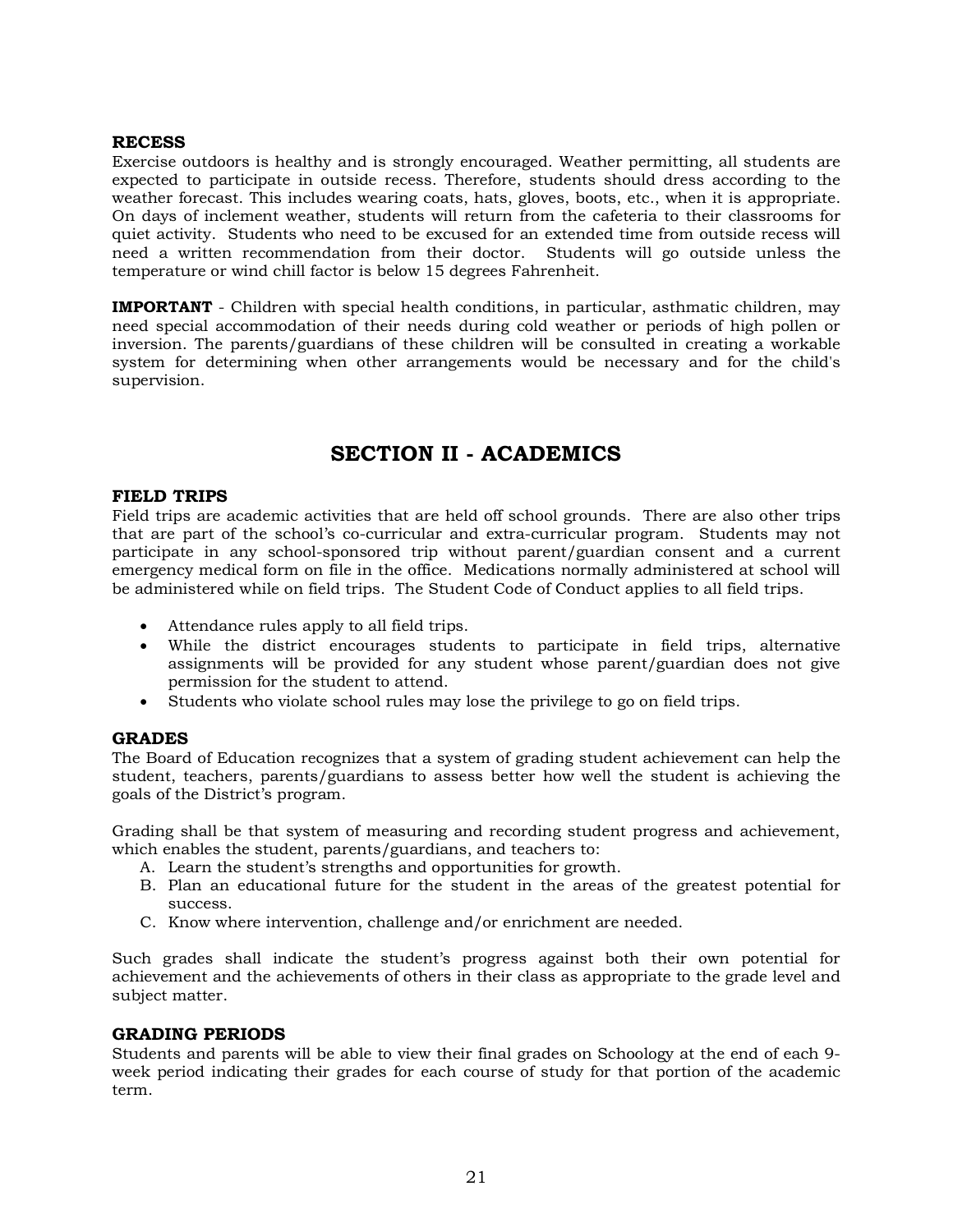### RECESS

Exercise outdoors is healthy and is strongly encouraged. Weather permitting, all students are expected to participate in outside recess. Therefore, students should dress according to the weather forecast. This includes wearing coats, hats, gloves, boots, etc., when it is appropriate. On days of inclement weather, students will return from the cafeteria to their classrooms for quiet activity. Students who need to be excused for an extended time from outside recess will need a written recommendation from their doctor. Students will go outside unless the temperature or wind chill factor is below 15 degrees Fahrenheit.

**IMPORTANT** - Children with special health conditions, in particular, asthmatic children, may need special accommodation of their needs during cold weather or periods of high pollen or inversion. The parents/guardians of these children will be consulted in creating a workable system for determining when other arrangements would be necessary and for the child's supervision.

## SECTION II - ACADEMICS

### FIELD TRIPS

Field trips are academic activities that are held off school grounds. There are also other trips that are part of the school's co-curricular and extra-curricular program. Students may not participate in any school-sponsored trip without parent/guardian consent and a current emergency medical form on file in the office. Medications normally administered at school will be administered while on field trips. The Student Code of Conduct applies to all field trips.

- Attendance rules apply to all field trips.
- While the district encourages students to participate in field trips, alternative assignments will be provided for any student whose parent/guardian does not give permission for the student to attend.
- Students who violate school rules may lose the privilege to go on field trips.

### GRADES

The Board of Education recognizes that a system of grading student achievement can help the student, teachers, parents/guardians to assess better how well the student is achieving the goals of the District's program.

Grading shall be that system of measuring and recording student progress and achievement, which enables the student, parents/guardians, and teachers to:

A. Learn the student's strengths and opportunities for growth.
B. Plan an educational future for the student in the areas of the greatest potential for success.
C. Know where intervention, challenge and/or enrichment are needed.

Such grades shall indicate the student's progress against both their own potential for achievement and the achievements of others in their class as appropriate to the grade level and subject matter.

### GRADING PERIODS

Students and parents will be able to view their final grades on Schoology at the end of each 9-week period indicating their grades for each course of study for that portion of the academic term.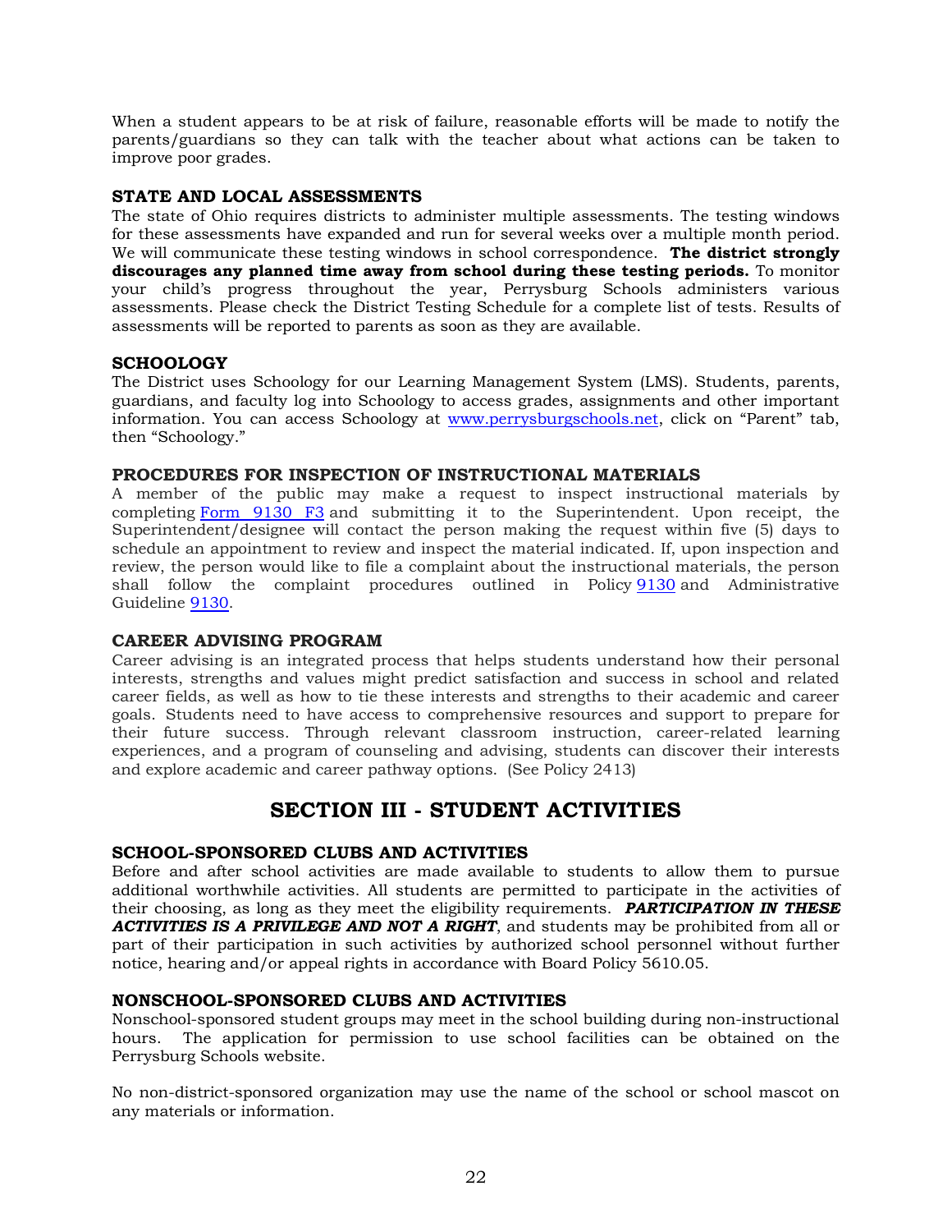When a student appears to be at risk of failure, reasonable efforts will be made to notify the parents/guardians so they can talk with the teacher about what actions can be taken to improve poor grades.

### STATE AND LOCAL ASSESSMENTS

The state of Ohio requires districts to administer multiple assessments. The testing windows for these assessments have expanded and run for several weeks over a multiple month period. We will communicate these testing windows in school correspondence. **The district strongly discourages any planned time away from school during these testing periods.** To monitor your child's progress throughout the year, Perrysburg Schools administers various assessments. Please check the District Testing Schedule for a complete list of tests. Results of assessments will be reported to parents as soon as they are available.

### SCHOOLOGY

The District uses Schoology for our Learning Management System (LMS). Students, parents, guardians, and faculty log into Schoology to access grades, assignments and other important information. You can access Schoology at [www.perrysburgschools.net](www.perrysburgschools.net), click on "Parent" tab, then "Schoology."

### PROCEDURES FOR INSPECTION OF INSTRUCTIONAL MATERIALS

A member of the public may make a request to inspect instructional materials by completing Form 9130 F3 and submitting it to the Superintendent. Upon receipt, the Superintendent/designee will contact the person making the request within five (5) days to schedule an appointment to review and inspect the material indicated. If, upon inspection and review, the person would like to file a complaint about the instructional materials, the person shall follow the complaint procedures outlined in Policy 9130 and Administrative Guideline 9130.

### CAREER ADVISING PROGRAM

Career advising is an integrated process that helps students understand how their personal interests, strengths and values might predict satisfaction and success in school and related career fields, as well as how to tie these interests and strengths to their academic and career goals. Students need to have access to comprehensive resources and support to prepare for their future success. Through relevant classroom instruction, career-related learning experiences, and a program of counseling and advising, students can discover their interests and explore academic and career pathway options. (See Policy 2413)

## SECTION III - STUDENT ACTIVITIES

### SCHOOL-SPONSORED CLUBS AND ACTIVITIES

Before and after school activities are made available to students to allow them to pursue additional worthwhile activities. All students are permitted to participate in the activities of their choosing, as long as they meet the eligibility requirements. ***PARTICIPATION IN THESE ACTIVITIES IS A PRIVILEGE AND NOT A RIGHT***, and students may be prohibited from all or part of their participation in such activities by authorized school personnel without further notice, hearing and/or appeal rights in accordance with Board Policy 5610.05.

### NONSCHOOL-SPONSORED CLUBS AND ACTIVITIES

Nonschool-sponsored student groups may meet in the school building during non-instructional hours. The application for permission to use school facilities can be obtained on the Perrysburg Schools website.

No non-district-sponsored organization may use the name of the school or school mascot on any materials or information.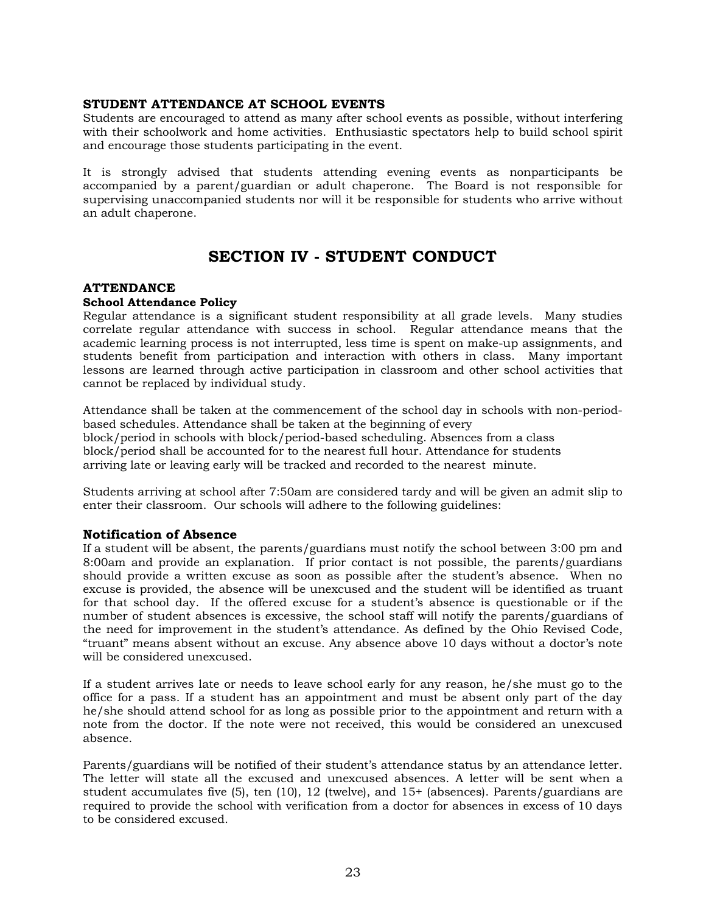### STUDENT ATTENDANCE AT SCHOOL EVENTS

Students are encouraged to attend as many after school events as possible, without interfering with their schoolwork and home activities. Enthusiastic spectators help to build school spirit and encourage those students participating in the event.

It is strongly advised that students attending evening events as nonparticipants be accompanied by a parent/guardian or adult chaperone. The Board is not responsible for supervising unaccompanied students nor will it be responsible for students who arrive without an adult chaperone.

## SECTION IV - STUDENT CONDUCT

### ATTENDANCE

#### School Attendance Policy

Regular attendance is a significant student responsibility at all grade levels. Many studies correlate regular attendance with success in school. Regular attendance means that the academic learning process is not interrupted, less time is spent on make-up assignments, and students benefit from participation and interaction with others in class. Many important lessons are learned through active participation in classroom and other school activities that cannot be replaced by individual study.

Attendance shall be taken at the commencement of the school day in schools with non-period-based schedules. Attendance shall be taken at the beginning of every block/period in schools with block/period-based scheduling. Absences from a class block/period shall be accounted for to the nearest full hour. Attendance for students arriving late or leaving early will be tracked and recorded to the nearest minute.

Students arriving at school after 7:50am are considered tardy and will be given an admit slip to enter their classroom. Our schools will adhere to the following guidelines:

### Notification of Absence

If a student will be absent, the parents/guardians must notify the school between 3:00 pm and 8:00am and provide an explanation. If prior contact is not possible, the parents/guardians should provide a written excuse as soon as possible after the student's absence. When no excuse is provided, the absence will be unexcused and the student will be identified as truant for that school day. If the offered excuse for a student's absence is questionable or if the number of student absences is excessive, the school staff will notify the parents/guardians of the need for improvement in the student's attendance. As defined by the Ohio Revised Code, "truant" means absent without an excuse. Any absence above 10 days without a doctor's note will be considered unexcused.

If a student arrives late or needs to leave school early for any reason, he/she must go to the office for a pass. If a student has an appointment and must be absent only part of the day he/she should attend school for as long as possible prior to the appointment and return with a note from the doctor. If the note were not received, this would be considered an unexcused absence.

Parents/guardians will be notified of their student's attendance status by an attendance letter. The letter will state all the excused and unexcused absences. A letter will be sent when a student accumulates five (5), ten (10), 12 (twelve), and 15+ (absences). Parents/guardians are required to provide the school with verification from a doctor for absences in excess of 10 days to be considered excused.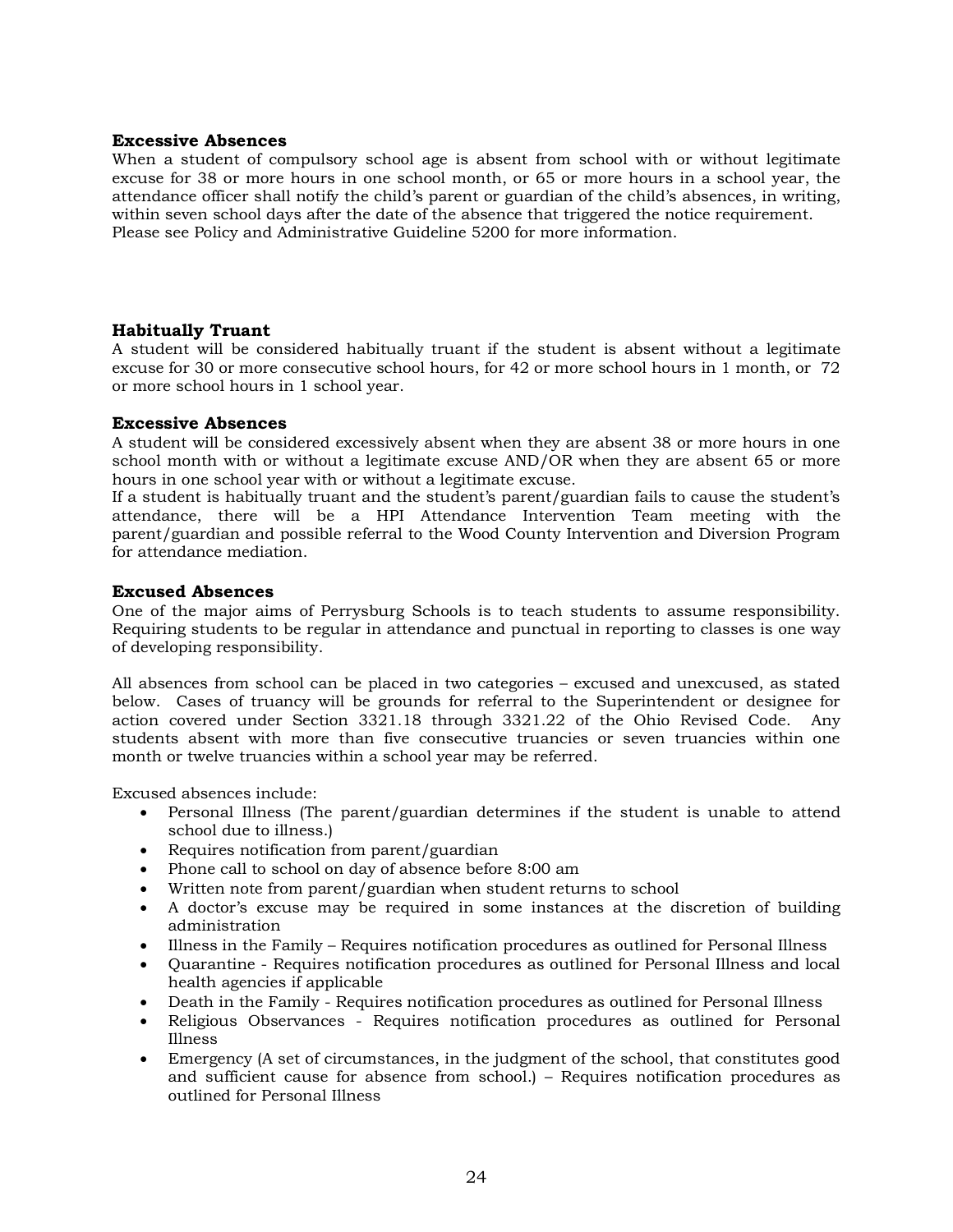### Excessive Absences

When a student of compulsory school age is absent from school with or without legitimate excuse for 38 or more hours in one school month, or 65 or more hours in a school year, the attendance officer shall notify the child's parent or guardian of the child's absences, in writing, within seven school days after the date of the absence that triggered the notice requirement. Please see Policy and Administrative Guideline 5200 for more information.

### Habitually Truant

A student will be considered habitually truant if the student is absent without a legitimate excuse for 30 or more consecutive school hours, for 42 or more school hours in 1 month, or 72 or more school hours in 1 school year.

### Excessive Absences

A student will be considered excessively absent when they are absent 38 or more hours in one school month with or without a legitimate excuse AND/OR when they are absent 65 or more hours in one school year with or without a legitimate excuse.

If a student is habitually truant and the student's parent/guardian fails to cause the student's attendance, there will be a HPI Attendance Intervention Team meeting with the parent/guardian and possible referral to the Wood County Intervention and Diversion Program for attendance mediation.

### Excused Absences

One of the major aims of Perrysburg Schools is to teach students to assume responsibility. Requiring students to be regular in attendance and punctual in reporting to classes is one way of developing responsibility.

All absences from school can be placed in two categories – excused and unexcused, as stated below. Cases of truancy will be grounds for referral to the Superintendent or designee for action covered under Section 3321.18 through 3321.22 of the Ohio Revised Code. Any students absent with more than five consecutive truancies or seven truancies within one month or twelve truancies within a school year may be referred.

Excused absences include:

- Personal Illness (The parent/guardian determines if the student is unable to attend school due to illness.)
- Requires notification from parent/guardian
- Phone call to school on day of absence before 8:00 am
- Written note from parent/guardian when student returns to school
- A doctor's excuse may be required in some instances at the discretion of building administration
- Illness in the Family – Requires notification procedures as outlined for Personal Illness
- Quarantine - Requires notification procedures as outlined for Personal Illness and local health agencies if applicable
- Death in the Family - Requires notification procedures as outlined for Personal Illness
- Religious Observances - Requires notification procedures as outlined for Personal Illness
- Emergency (A set of circumstances, in the judgment of the school, that constitutes good and sufficient cause for absence from school.) – Requires notification procedures as outlined for Personal Illness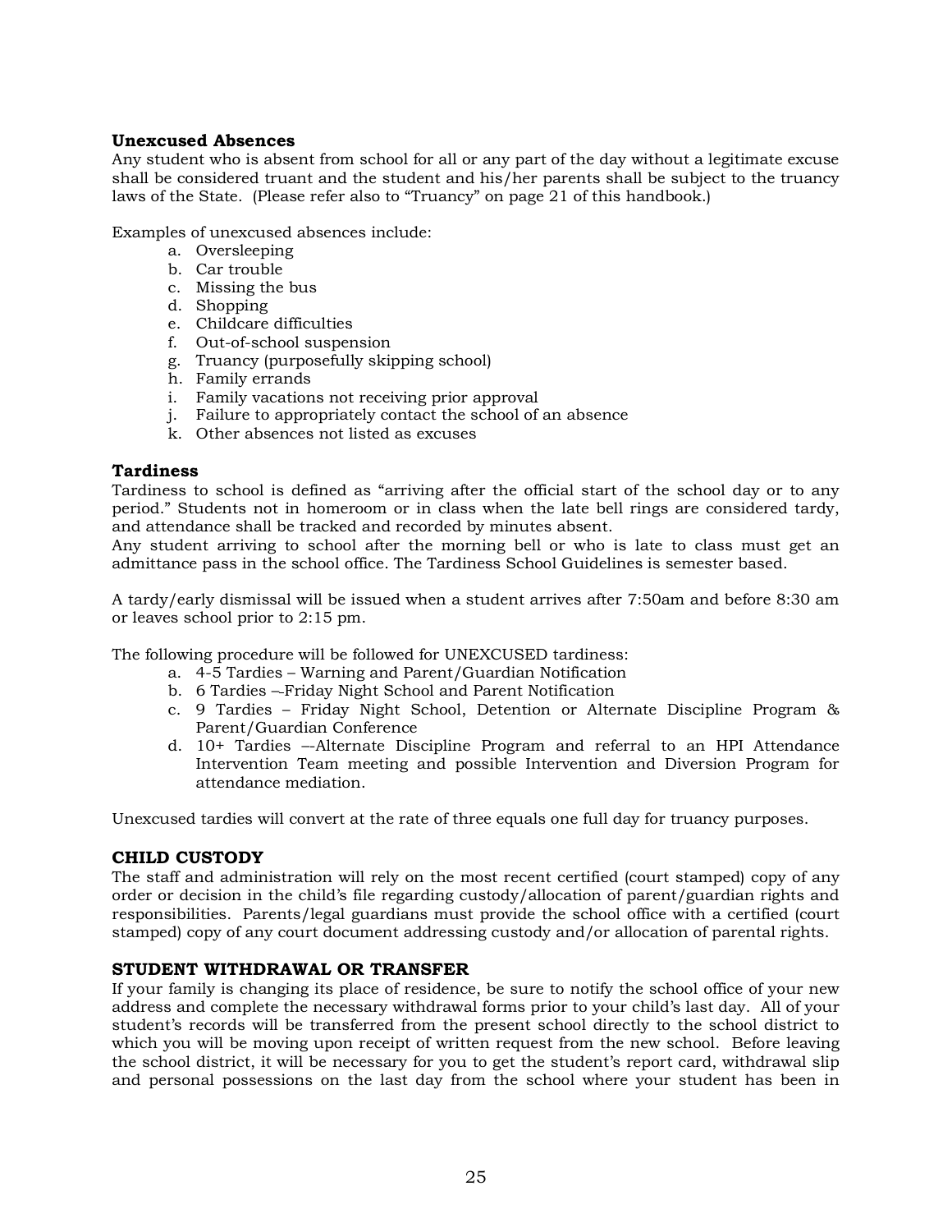### Unexcused Absences

Any student who is absent from school for all or any part of the day without a legitimate excuse shall be considered truant and the student and his/her parents shall be subject to the truancy laws of the State. (Please refer also to "Truancy" on page 21 of this handbook.)

Examples of unexcused absences include:

a. Oversleeping
b. Car trouble
c. Missing the bus
d. Shopping
e. Childcare difficulties
f. Out-of-school suspension
g. Truancy (purposefully skipping school)
h. Family errands
i. Family vacations not receiving prior approval
j. Failure to appropriately contact the school of an absence
k. Other absences not listed as excuses

### Tardiness

Tardiness to school is defined as "arriving after the official start of the school day or to any period." Students not in homeroom or in class when the late bell rings are considered tardy, and attendance shall be tracked and recorded by minutes absent.

Any student arriving to school after the morning bell or who is late to class must get an admittance pass in the school office. The Tardiness School Guidelines is semester based.

A tardy/early dismissal will be issued when a student arrives after 7:50am and before 8:30 am or leaves school prior to 2:15 pm.

The following procedure will be followed for UNEXCUSED tardiness:

a. 4-5 Tardies – Warning and Parent/Guardian Notification
b. 6 Tardies –-Friday Night School and Parent Notification
c. 9 Tardies – Friday Night School, Detention or Alternate Discipline Program & Parent/Guardian Conference
d. 10+ Tardies –-Alternate Discipline Program and referral to an HPI Attendance Intervention Team meeting and possible Intervention and Diversion Program for attendance mediation.

Unexcused tardies will convert at the rate of three equals one full day for truancy purposes.

## CHILD CUSTODY

The staff and administration will rely on the most recent certified (court stamped) copy of any order or decision in the child's file regarding custody/allocation of parent/guardian rights and responsibilities. Parents/legal guardians must provide the school office with a certified (court stamped) copy of any court document addressing custody and/or allocation of parental rights.

## STUDENT WITHDRAWAL OR TRANSFER

If your family is changing its place of residence, be sure to notify the school office of your new address and complete the necessary withdrawal forms prior to your child's last day. All of your student's records will be transferred from the present school directly to the school district to which you will be moving upon receipt of written request from the new school. Before leaving the school district, it will be necessary for you to get the student's report card, withdrawal slip and personal possessions on the last day from the school where your student has been in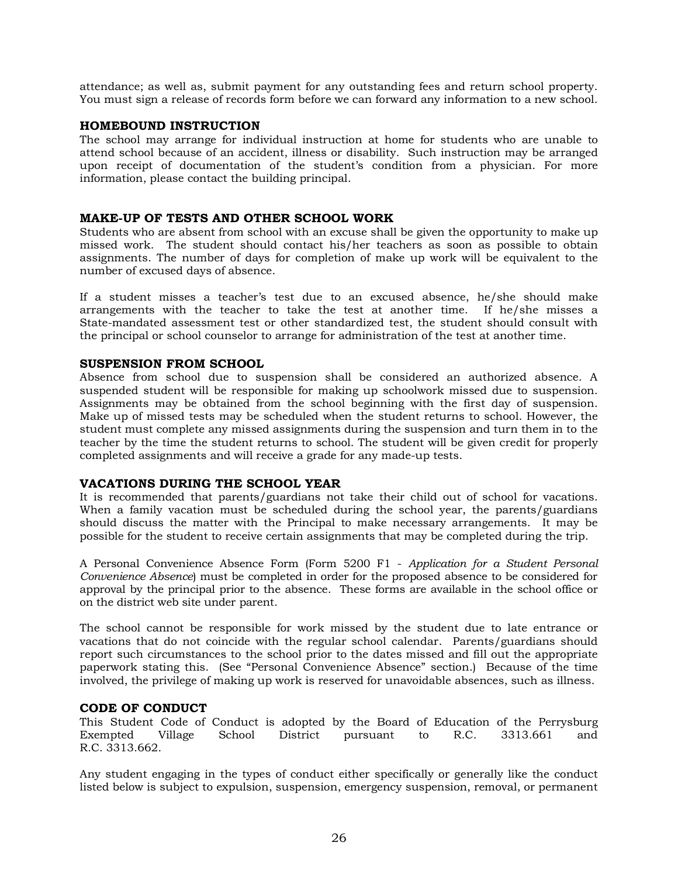attendance; as well as, submit payment for any outstanding fees and return school property. You must sign a release of records form before we can forward any information to a new school.

### HOMEBOUND INSTRUCTION

The school may arrange for individual instruction at home for students who are unable to attend school because of an accident, illness or disability. Such instruction may be arranged upon receipt of documentation of the student's condition from a physician. For more information, please contact the building principal.

### MAKE-UP OF TESTS AND OTHER SCHOOL WORK

Students who are absent from school with an excuse shall be given the opportunity to make up missed work. The student should contact his/her teachers as soon as possible to obtain assignments. The number of days for completion of make up work will be equivalent to the number of excused days of absence.

If a student misses a teacher's test due to an excused absence, he/she should make arrangements with the teacher to take the test at another time. If he/she misses a State-mandated assessment test or other standardized test, the student should consult with the principal or school counselor to arrange for administration of the test at another time.

### SUSPENSION FROM SCHOOL

Absence from school due to suspension shall be considered an authorized absence. A suspended student will be responsible for making up schoolwork missed due to suspension. Assignments may be obtained from the school beginning with the first day of suspension. Make up of missed tests may be scheduled when the student returns to school. However, the student must complete any missed assignments during the suspension and turn them in to the teacher by the time the student returns to school. The student will be given credit for properly completed assignments and will receive a grade for any made-up tests.

### VACATIONS DURING THE SCHOOL YEAR

It is recommended that parents/guardians not take their child out of school for vacations. When a family vacation must be scheduled during the school year, the parents/guardians should discuss the matter with the Principal to make necessary arrangements. It may be possible for the student to receive certain assignments that may be completed during the trip.

A Personal Convenience Absence Form (Form 5200 F1 - *Application for a Student Personal Convenience Absence*) must be completed in order for the proposed absence to be considered for approval by the principal prior to the absence. These forms are available in the school office or on the district web site under parent.

The school cannot be responsible for work missed by the student due to late entrance or vacations that do not coincide with the regular school calendar. Parents/guardians should report such circumstances to the school prior to the dates missed and fill out the appropriate paperwork stating this. (See "Personal Convenience Absence" section.) Because of the time involved, the privilege of making up work is reserved for unavoidable absences, such as illness.

### CODE OF CONDUCT

This Student Code of Conduct is adopted by the Board of Education of the Perrysburg Exempted Village School District pursuant to R.C. 3313.661 and R.C. 3313.662.

Any student engaging in the types of conduct either specifically or generally like the conduct listed below is subject to expulsion, suspension, emergency suspension, removal, or permanent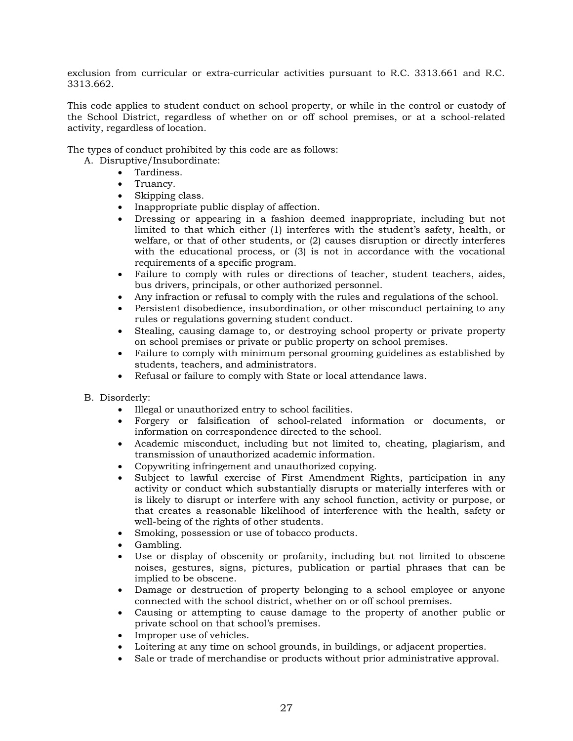exclusion from curricular or extra-curricular activities pursuant to R.C. 3313.661 and R.C. 3313.662.

This code applies to student conduct on school property, or while in the control or custody of the School District, regardless of whether on or off school premises, or at a school-related activity, regardless of location.

The types of conduct prohibited by this code are as follows:

A. Disruptive/Insubordinate:
   - Tardiness.
   - Truancy.
   - Skipping class.
   - Inappropriate public display of affection.
   - Dressing or appearing in a fashion deemed inappropriate, including but not limited to that which either (1) interferes with the student's safety, health, or welfare, or that of other students, or (2) causes disruption or directly interferes with the educational process, or (3) is not in accordance with the vocational requirements of a specific program.
   - Failure to comply with rules or directions of teacher, student teachers, aides, bus drivers, principals, or other authorized personnel.
   - Any infraction or refusal to comply with the rules and regulations of the school.
   - Persistent disobedience, insubordination, or other misconduct pertaining to any rules or regulations governing student conduct.
   - Stealing, causing damage to, or destroying school property or private property on school premises or private or public property on school premises.
   - Failure to comply with minimum personal grooming guidelines as established by students, teachers, and administrators.
   - Refusal or failure to comply with State or local attendance laws.

B. Disorderly:
   - Illegal or unauthorized entry to school facilities.
   - Forgery or falsification of school-related information or documents, or information on correspondence directed to the school.
   - Academic misconduct, including but not limited to, cheating, plagiarism, and transmission of unauthorized academic information.
   - Copywriting infringement and unauthorized copying.
   - Subject to lawful exercise of First Amendment Rights, participation in any activity or conduct which substantially disrupts or materially interferes with or is likely to disrupt or interfere with any school function, activity or purpose, or that creates a reasonable likelihood of interference with the health, safety or well-being of the rights of other students.
   - Smoking, possession or use of tobacco products.
   - Gambling.
   - Use or display of obscenity or profanity, including but not limited to obscene noises, gestures, signs, pictures, publication or partial phrases that can be implied to be obscene.
   - Damage or destruction of property belonging to a school employee or anyone connected with the school district, whether on or off school premises.
   - Causing or attempting to cause damage to the property of another public or private school on that school's premises.
   - Improper use of vehicles.
   - Loitering at any time on school grounds, in buildings, or adjacent properties.
   - Sale or trade of merchandise or products without prior administrative approval.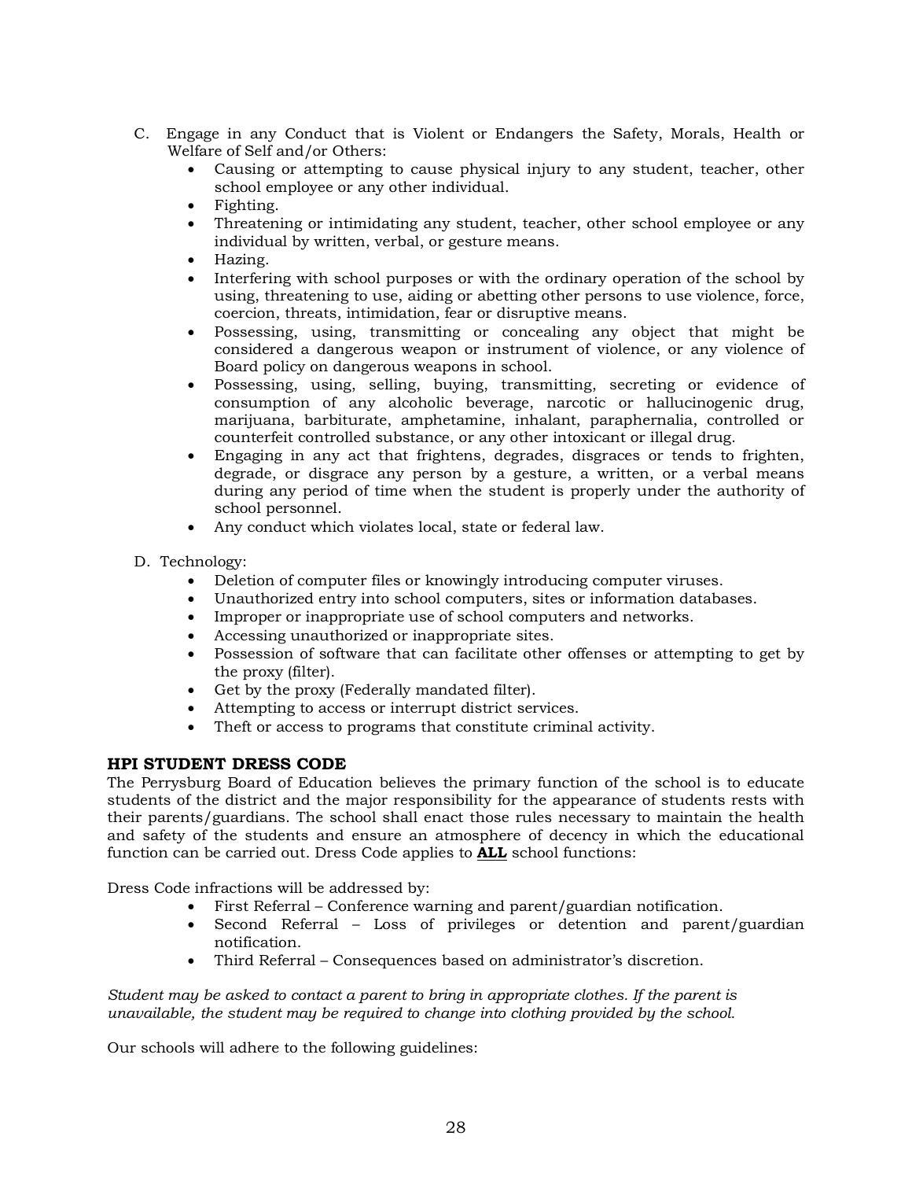C. Engage in any Conduct that is Violent or Endangers the Safety, Morals, Health or Welfare of Self and/or Others:
   - Causing or attempting to cause physical injury to any student, teacher, other school employee or any other individual.
   - Fighting.
   - Threatening or intimidating any student, teacher, other school employee or any individual by written, verbal, or gesture means.
   - Hazing.
   - Interfering with school purposes or with the ordinary operation of the school by using, threatening to use, aiding or abetting other persons to use violence, force, coercion, threats, intimidation, fear or disruptive means.
   - Possessing, using, transmitting or concealing any object that might be considered a dangerous weapon or instrument of violence, or any violence of Board policy on dangerous weapons in school.
   - Possessing, using, selling, buying, transmitting, secreting or evidence of consumption of any alcoholic beverage, narcotic or hallucinogenic drug, marijuana, barbiturate, amphetamine, inhalant, paraphernalia, controlled or counterfeit controlled substance, or any other intoxicant or illegal drug.
   - Engaging in any act that frightens, degrades, disgraces or tends to frighten, degrade, or disgrace any person by a gesture, a written, or a verbal means during any period of time when the student is properly under the authority of school personnel.
   - Any conduct which violates local, state or federal law.

D. Technology:
   - Deletion of computer files or knowingly introducing computer viruses.
   - Unauthorized entry into school computers, sites or information databases.
   - Improper or inappropriate use of school computers and networks.
   - Accessing unauthorized or inappropriate sites.
   - Possession of software that can facilitate other offenses or attempting to get by the proxy (filter).
   - Get by the proxy (Federally mandated filter).
   - Attempting to access or interrupt district services.
   - Theft or access to programs that constitute criminal activity.

## HPI STUDENT DRESS CODE

The Perrysburg Board of Education believes the primary function of the school is to educate students of the district and the major responsibility for the appearance of students rests with their parents/guardians. The school shall enact those rules necessary to maintain the health and safety of the students and ensure an atmosphere of decency in which the educational function can be carried out. Dress Code applies to **ALL** school functions:

Dress Code infractions will be addressed by:

- First Referral – Conference warning and parent/guardian notification.
- Second Referral – Loss of privileges or detention and parent/guardian notification.
- Third Referral – Consequences based on administrator's discretion.

*Student may be asked to contact a parent to bring in appropriate clothes. If the parent is unavailable, the student may be required to change into clothing provided by the school.*

Our schools will adhere to the following guidelines: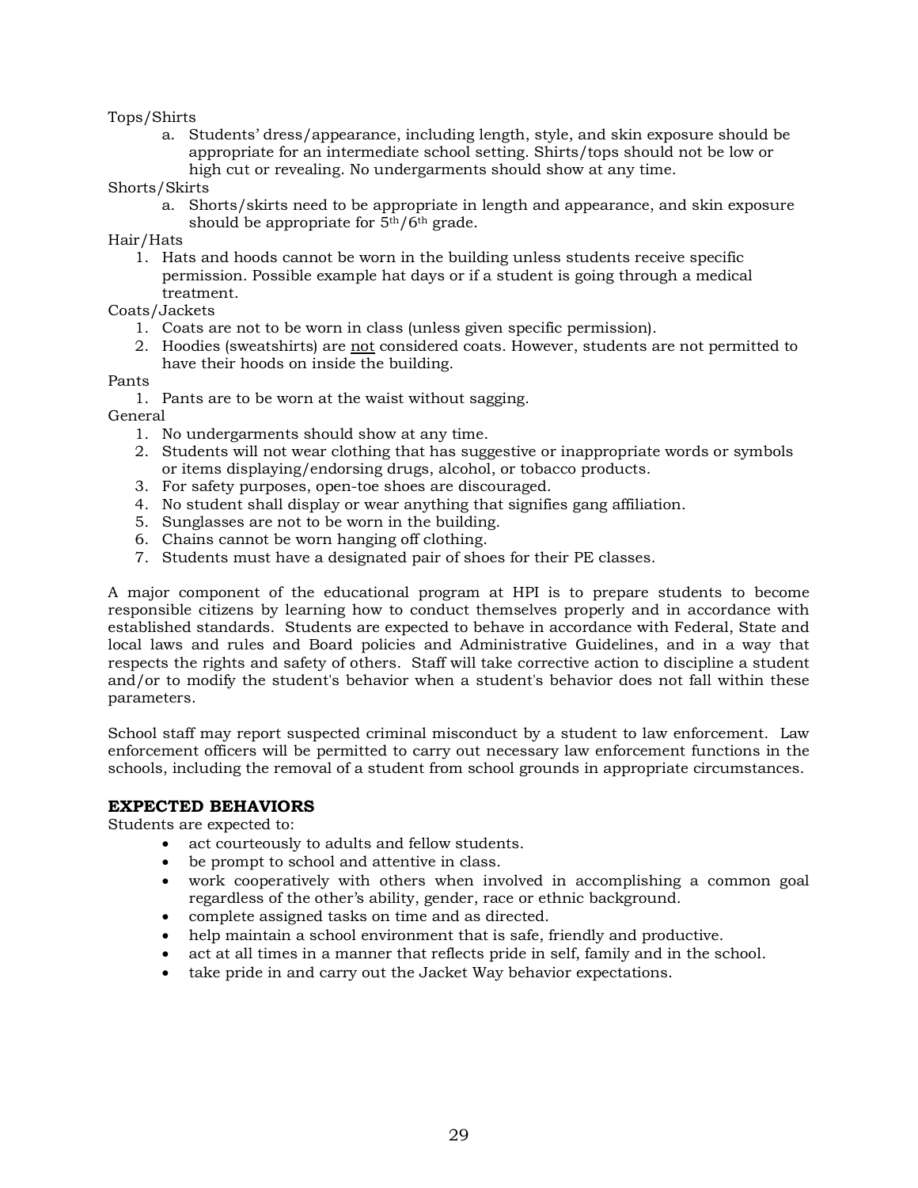Tops/Shirts

a. Students' dress/appearance, including length, style, and skin exposure should be appropriate for an intermediate school setting. Shirts/tops should not be low or high cut or revealing. No undergarments should show at any time.

Shorts/Skirts

a. Shorts/skirts need to be appropriate in length and appearance, and skin exposure should be appropriate for 5th/6th grade.

Hair/Hats

1. Hats and hoods cannot be worn in the building unless students receive specific permission. Possible example hat days or if a student is going through a medical treatment.

Coats/Jackets

1. Coats are not to be worn in class (unless given specific permission).
2. Hoodies (sweatshirts) are <u>not</u> considered coats. However, students are not permitted to have their hoods on inside the building.

Pants

1. Pants are to be worn at the waist without sagging.

General

1. No undergarments should show at any time.
2. Students will not wear clothing that has suggestive or inappropriate words or symbols or items displaying/endorsing drugs, alcohol, or tobacco products.
3. For safety purposes, open-toe shoes are discouraged.
4. No student shall display or wear anything that signifies gang affiliation.
5. Sunglasses are not to be worn in the building.
6. Chains cannot be worn hanging off clothing.
7. Students must have a designated pair of shoes for their PE classes.

A major component of the educational program at HPI is to prepare students to become responsible citizens by learning how to conduct themselves properly and in accordance with established standards. Students are expected to behave in accordance with Federal, State and local laws and rules and Board policies and Administrative Guidelines, and in a way that respects the rights and safety of others. Staff will take corrective action to discipline a student and/or to modify the student's behavior when a student's behavior does not fall within these parameters.

School staff may report suspected criminal misconduct by a student to law enforcement. Law enforcement officers will be permitted to carry out necessary law enforcement functions in the schools, including the removal of a student from school grounds in appropriate circumstances.

## EXPECTED BEHAVIORS

Students are expected to:

- act courteously to adults and fellow students.
- be prompt to school and attentive in class.
- work cooperatively with others when involved in accomplishing a common goal regardless of the other's ability, gender, race or ethnic background.
- complete assigned tasks on time and as directed.
- help maintain a school environment that is safe, friendly and productive.
- act at all times in a manner that reflects pride in self, family and in the school.
- take pride in and carry out the Jacket Way behavior expectations.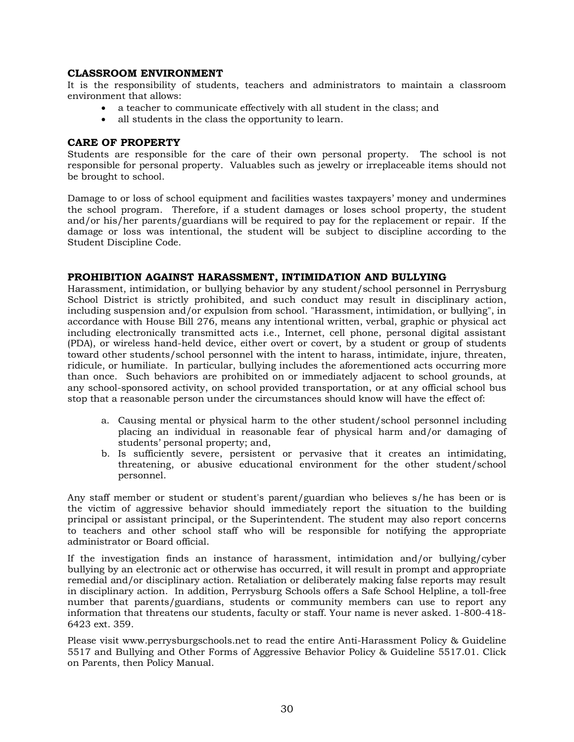### CLASSROOM ENVIRONMENT

It is the responsibility of students, teachers and administrators to maintain a classroom environment that allows:

- a teacher to communicate effectively with all student in the class; and
- all students in the class the opportunity to learn.

### CARE OF PROPERTY

Students are responsible for the care of their own personal property. The school is not responsible for personal property. Valuables such as jewelry or irreplaceable items should not be brought to school.

Damage to or loss of school equipment and facilities wastes taxpayers' money and undermines the school program. Therefore, if a student damages or loses school property, the student and/or his/her parents/guardians will be required to pay for the replacement or repair. If the damage or loss was intentional, the student will be subject to discipline according to the Student Discipline Code.

### PROHIBITION AGAINST HARASSMENT, INTIMIDATION AND BULLYING

Harassment, intimidation, or bullying behavior by any student/school personnel in Perrysburg School District is strictly prohibited, and such conduct may result in disciplinary action, including suspension and/or expulsion from school. "Harassment, intimidation, or bullying", in accordance with House Bill 276, means any intentional written, verbal, graphic or physical act including electronically transmitted acts i.e., Internet, cell phone, personal digital assistant (PDA), or wireless hand-held device, either overt or covert, by a student or group of students toward other students/school personnel with the intent to harass, intimidate, injure, threaten, ridicule, or humiliate. In particular, bullying includes the aforementioned acts occurring more than once. Such behaviors are prohibited on or immediately adjacent to school grounds, at any school-sponsored activity, on school provided transportation, or at any official school bus stop that a reasonable person under the circumstances should know will have the effect of:

a. Causing mental or physical harm to the other student/school personnel including placing an individual in reasonable fear of physical harm and/or damaging of students' personal property; and,
b. Is sufficiently severe, persistent or pervasive that it creates an intimidating, threatening, or abusive educational environment for the other student/school personnel.

Any staff member or student or student's parent/guardian who believes s/he has been or is the victim of aggressive behavior should immediately report the situation to the building principal or assistant principal, or the Superintendent. The student may also report concerns to teachers and other school staff who will be responsible for notifying the appropriate administrator or Board official.

If the investigation finds an instance of harassment, intimidation and/or bullying/cyber bullying by an electronic act or otherwise has occurred, it will result in prompt and appropriate remedial and/or disciplinary action. Retaliation or deliberately making false reports may result in disciplinary action. In addition, Perrysburg Schools offers a Safe School Helpline, a toll-free number that parents/guardians, students or community members can use to report any information that threatens our students, faculty or staff. Your name is never asked. 1-800-418-6423 ext. 359.

Please visit www.perrysburgschools.net to read the entire Anti-Harassment Policy & Guideline 5517 and Bullying and Other Forms of Aggressive Behavior Policy & Guideline 5517.01. Click on Parents, then Policy Manual.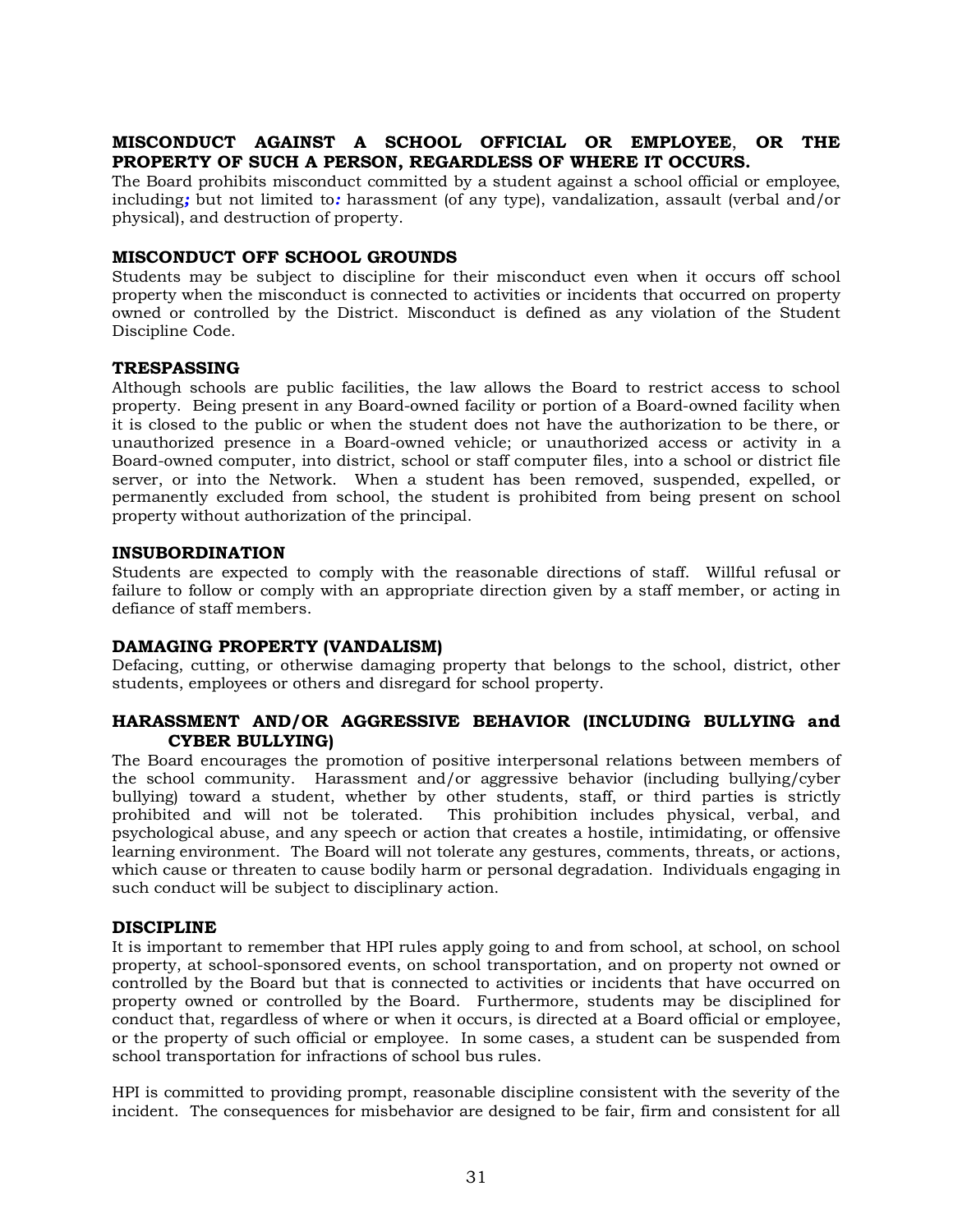## MISCONDUCT AGAINST A SCHOOL OFFICIAL OR EMPLOYEE, OR THE PROPERTY OF SUCH A PERSON, REGARDLESS OF WHERE IT OCCURS.

The Board prohibits misconduct committed by a student against a school official or employee, including; but not limited to: harassment (of any type), vandalization, assault (verbal and/or physical), and destruction of property.

## MISCONDUCT OFF SCHOOL GROUNDS

Students may be subject to discipline for their misconduct even when it occurs off school property when the misconduct is connected to activities or incidents that occurred on property owned or controlled by the District. Misconduct is defined as any violation of the Student Discipline Code.

## TRESPASSING

Although schools are public facilities, the law allows the Board to restrict access to school property. Being present in any Board-owned facility or portion of a Board-owned facility when it is closed to the public or when the student does not have the authorization to be there, or unauthorized presence in a Board-owned vehicle; or unauthorized access or activity in a Board-owned computer, into district, school or staff computer files, into a school or district file server, or into the Network. When a student has been removed, suspended, expelled, or permanently excluded from school, the student is prohibited from being present on school property without authorization of the principal.

## INSUBORDINATION

Students are expected to comply with the reasonable directions of staff. Willful refusal or failure to follow or comply with an appropriate direction given by a staff member, or acting in defiance of staff members.

## DAMAGING PROPERTY (VANDALISM)

Defacing, cutting, or otherwise damaging property that belongs to the school, district, other students, employees or others and disregard for school property.

## HARASSMENT AND/OR AGGRESSIVE BEHAVIOR (INCLUDING BULLYING and CYBER BULLYING)

The Board encourages the promotion of positive interpersonal relations between members of the school community. Harassment and/or aggressive behavior (including bullying/cyber bullying) toward a student, whether by other students, staff, or third parties is strictly prohibited and will not be tolerated. This prohibition includes physical, verbal, and psychological abuse, and any speech or action that creates a hostile, intimidating, or offensive learning environment. The Board will not tolerate any gestures, comments, threats, or actions, which cause or threaten to cause bodily harm or personal degradation. Individuals engaging in such conduct will be subject to disciplinary action.

## DISCIPLINE

It is important to remember that HPI rules apply going to and from school, at school, on school property, at school-sponsored events, on school transportation, and on property not owned or controlled by the Board but that is connected to activities or incidents that have occurred on property owned or controlled by the Board. Furthermore, students may be disciplined for conduct that, regardless of where or when it occurs, is directed at a Board official or employee, or the property of such official or employee. In some cases, a student can be suspended from school transportation for infractions of school bus rules.

HPI is committed to providing prompt, reasonable discipline consistent with the severity of the incident. The consequences for misbehavior are designed to be fair, firm and consistent for all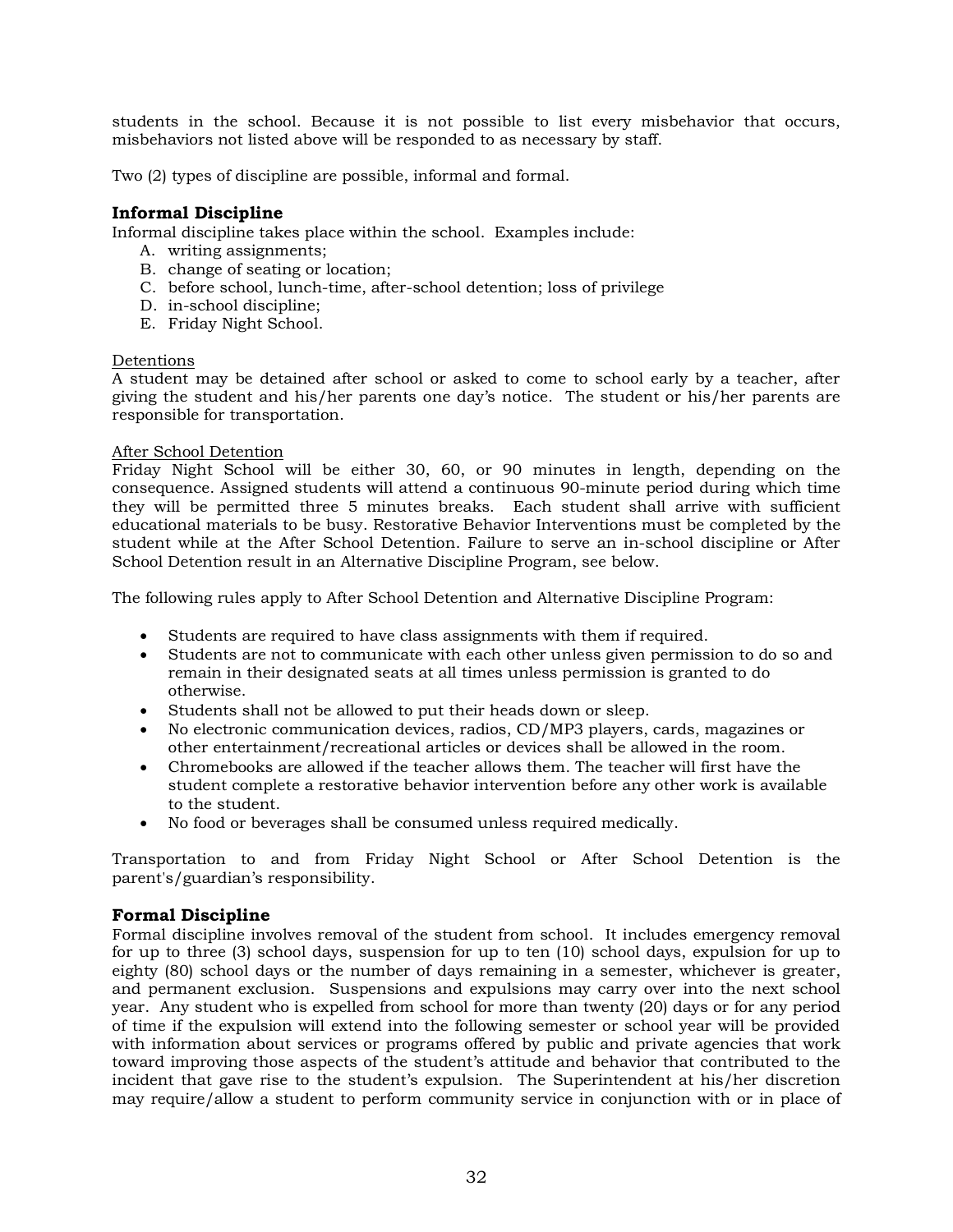students in the school. Because it is not possible to list every misbehavior that occurs, misbehaviors not listed above will be responded to as necessary by staff.

Two (2) types of discipline are possible, informal and formal.

### Informal Discipline

Informal discipline takes place within the school. Examples include:

A. writing assignments;
B. change of seating or location;
C. before school, lunch-time, after-school detention; loss of privilege
D. in-school discipline;
E. Friday Night School.

Detentions

A student may be detained after school or asked to come to school early by a teacher, after giving the student and his/her parents one day's notice. The student or his/her parents are responsible for transportation.

After School Detention

Friday Night School will be either 30, 60, or 90 minutes in length, depending on the consequence. Assigned students will attend a continuous 90-minute period during which time they will be permitted three 5 minutes breaks. Each student shall arrive with sufficient educational materials to be busy. Restorative Behavior Interventions must be completed by the student while at the After School Detention. Failure to serve an in-school discipline or After School Detention result in an Alternative Discipline Program, see below.

The following rules apply to After School Detention and Alternative Discipline Program:

- Students are required to have class assignments with them if required.
- Students are not to communicate with each other unless given permission to do so and remain in their designated seats at all times unless permission is granted to do otherwise.
- Students shall not be allowed to put their heads down or sleep.
- No electronic communication devices, radios, CD/MP3 players, cards, magazines or other entertainment/recreational articles or devices shall be allowed in the room.
- Chromebooks are allowed if the teacher allows them. The teacher will first have the student complete a restorative behavior intervention before any other work is available to the student.
- No food or beverages shall be consumed unless required medically.

Transportation to and from Friday Night School or After School Detention is the parent's/guardian's responsibility.

### Formal Discipline

Formal discipline involves removal of the student from school. It includes emergency removal for up to three (3) school days, suspension for up to ten (10) school days, expulsion for up to eighty (80) school days or the number of days remaining in a semester, whichever is greater, and permanent exclusion. Suspensions and expulsions may carry over into the next school year. Any student who is expelled from school for more than twenty (20) days or for any period of time if the expulsion will extend into the following semester or school year will be provided with information about services or programs offered by public and private agencies that work toward improving those aspects of the student's attitude and behavior that contributed to the incident that gave rise to the student's expulsion. The Superintendent at his/her discretion may require/allow a student to perform community service in conjunction with or in place of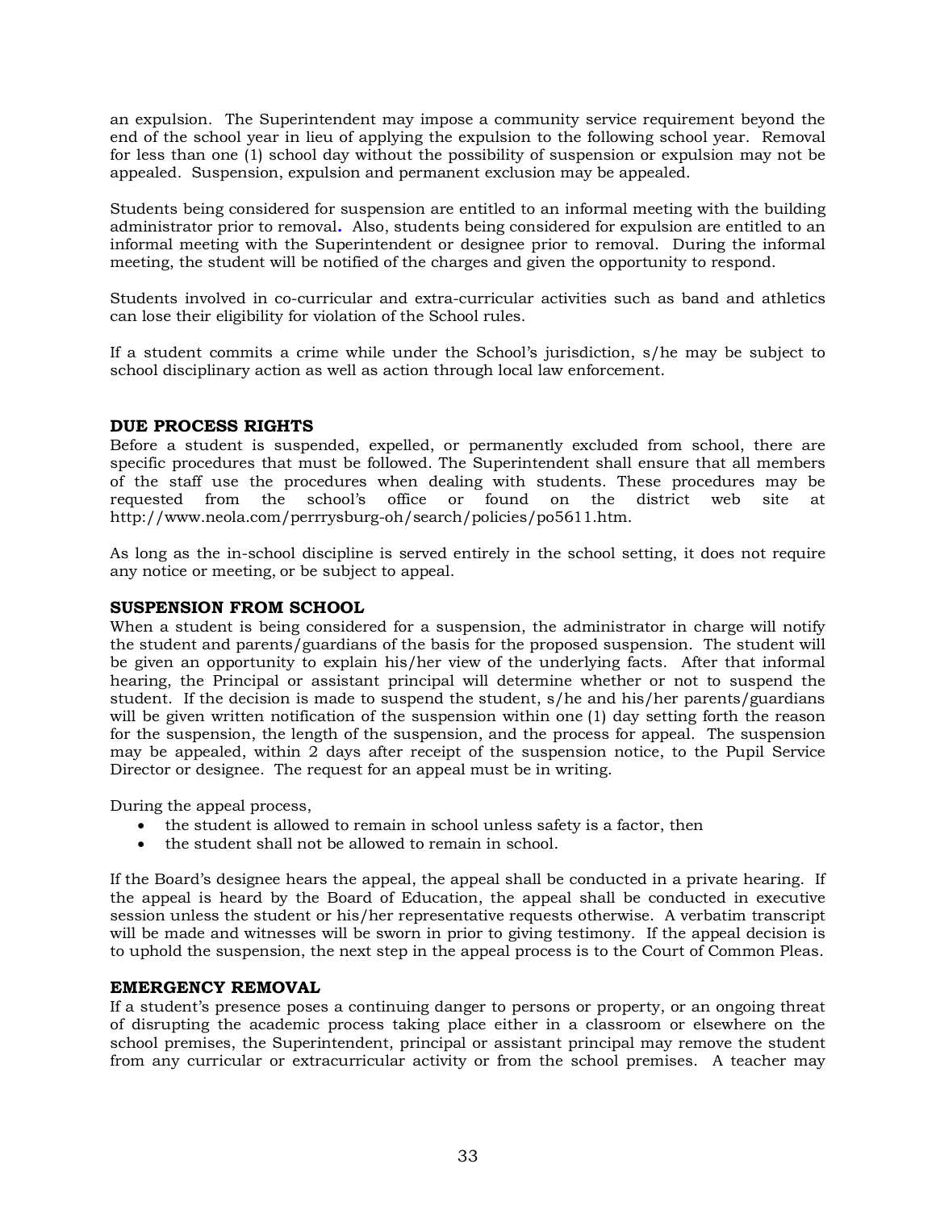an expulsion. The Superintendent may impose a community service requirement beyond the end of the school year in lieu of applying the expulsion to the following school year. Removal for less than one (1) school day without the possibility of suspension or expulsion may not be appealed. Suspension, expulsion and permanent exclusion may be appealed.

Students being considered for suspension are entitled to an informal meeting with the building administrator prior to removal. Also, students being considered for expulsion are entitled to an informal meeting with the Superintendent or designee prior to removal. During the informal meeting, the student will be notified of the charges and given the opportunity to respond.

Students involved in co-curricular and extra-curricular activities such as band and athletics can lose their eligibility for violation of the School rules.

If a student commits a crime while under the School's jurisdiction, s/he may be subject to school disciplinary action as well as action through local law enforcement.

### DUE PROCESS RIGHTS

Before a student is suspended, expelled, or permanently excluded from school, there are specific procedures that must be followed. The Superintendent shall ensure that all members of the staff use the procedures when dealing with students. These procedures may be requested from the school's office or found on the district web site at http://www.neola.com/perrrysburg-oh/search/policies/po5611.htm.

As long as the in-school discipline is served entirely in the school setting, it does not require any notice or meeting, or be subject to appeal.

### SUSPENSION FROM SCHOOL

When a student is being considered for a suspension, the administrator in charge will notify the student and parents/guardians of the basis for the proposed suspension. The student will be given an opportunity to explain his/her view of the underlying facts. After that informal hearing, the Principal or assistant principal will determine whether or not to suspend the student. If the decision is made to suspend the student, s/he and his/her parents/guardians will be given written notification of the suspension within one (1) day setting forth the reason for the suspension, the length of the suspension, and the process for appeal. The suspension may be appealed, within 2 days after receipt of the suspension notice, to the Pupil Service Director or designee. The request for an appeal must be in writing.

During the appeal process,

- the student is allowed to remain in school unless safety is a factor, then
- the student shall not be allowed to remain in school.

If the Board's designee hears the appeal, the appeal shall be conducted in a private hearing. If the appeal is heard by the Board of Education, the appeal shall be conducted in executive session unless the student or his/her representative requests otherwise. A verbatim transcript will be made and witnesses will be sworn in prior to giving testimony. If the appeal decision is to uphold the suspension, the next step in the appeal process is to the Court of Common Pleas.

### EMERGENCY REMOVAL

If a student's presence poses a continuing danger to persons or property, or an ongoing threat of disrupting the academic process taking place either in a classroom or elsewhere on the school premises, the Superintendent, principal or assistant principal may remove the student from any curricular or extracurricular activity or from the school premises. A teacher may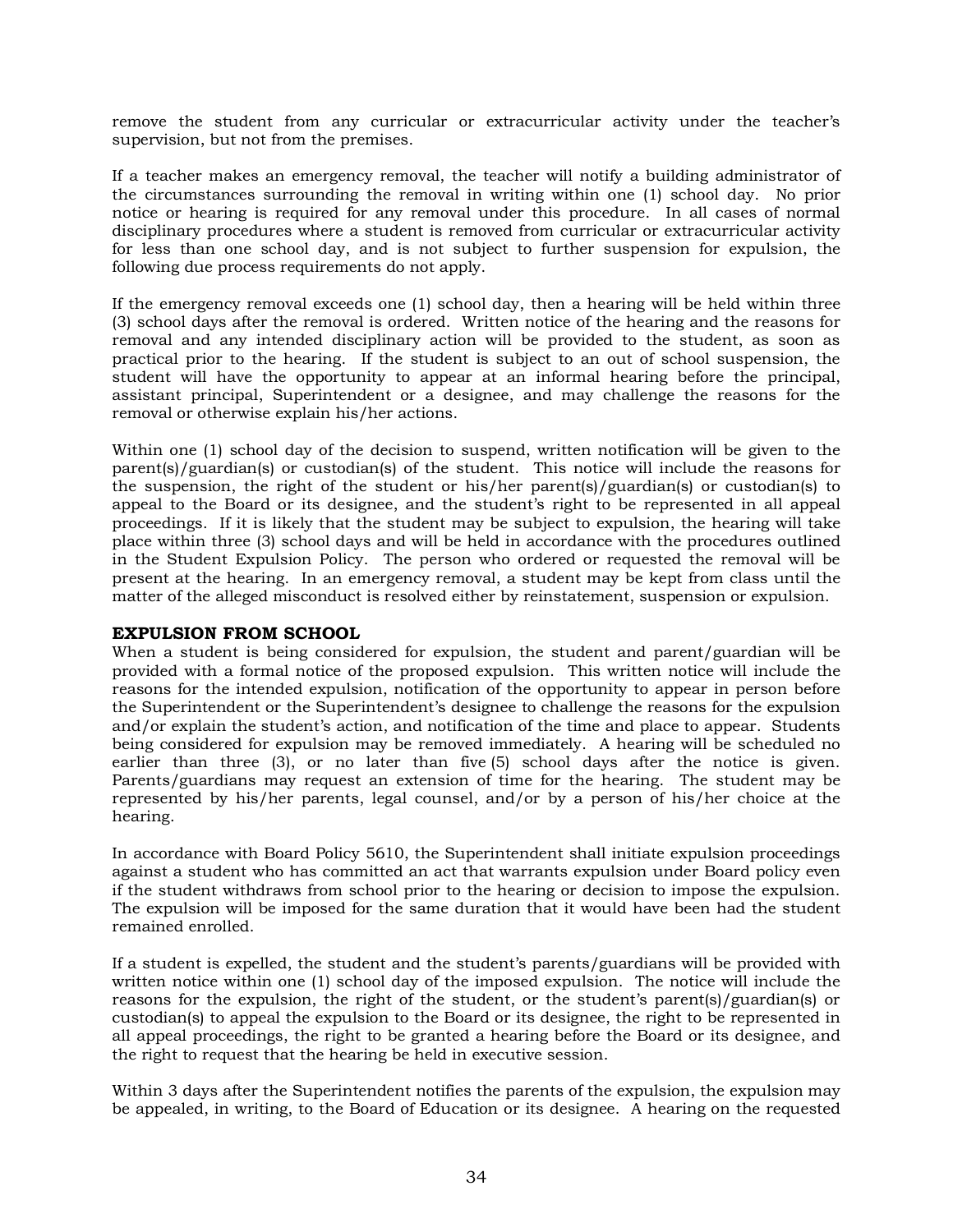remove the student from any curricular or extracurricular activity under the teacher's supervision, but not from the premises.

If a teacher makes an emergency removal, the teacher will notify a building administrator of the circumstances surrounding the removal in writing within one (1) school day. No prior notice or hearing is required for any removal under this procedure. In all cases of normal disciplinary procedures where a student is removed from curricular or extracurricular activity for less than one school day, and is not subject to further suspension for expulsion, the following due process requirements do not apply.

If the emergency removal exceeds one (1) school day, then a hearing will be held within three (3) school days after the removal is ordered. Written notice of the hearing and the reasons for removal and any intended disciplinary action will be provided to the student, as soon as practical prior to the hearing. If the student is subject to an out of school suspension, the student will have the opportunity to appear at an informal hearing before the principal, assistant principal, Superintendent or a designee, and may challenge the reasons for the removal or otherwise explain his/her actions.

Within one (1) school day of the decision to suspend, written notification will be given to the parent(s)/guardian(s) or custodian(s) of the student. This notice will include the reasons for the suspension, the right of the student or his/her parent(s)/guardian(s) or custodian(s) to appeal to the Board or its designee, and the student's right to be represented in all appeal proceedings. If it is likely that the student may be subject to expulsion, the hearing will take place within three (3) school days and will be held in accordance with the procedures outlined in the Student Expulsion Policy. The person who ordered or requested the removal will be present at the hearing. In an emergency removal, a student may be kept from class until the matter of the alleged misconduct is resolved either by reinstatement, suspension or expulsion.

## EXPULSION FROM SCHOOL

When a student is being considered for expulsion, the student and parent/guardian will be provided with a formal notice of the proposed expulsion. This written notice will include the reasons for the intended expulsion, notification of the opportunity to appear in person before the Superintendent or the Superintendent's designee to challenge the reasons for the expulsion and/or explain the student's action, and notification of the time and place to appear. Students being considered for expulsion may be removed immediately. A hearing will be scheduled no earlier than three (3), or no later than five (5) school days after the notice is given. Parents/guardians may request an extension of time for the hearing. The student may be represented by his/her parents, legal counsel, and/or by a person of his/her choice at the hearing.

In accordance with Board Policy 5610, the Superintendent shall initiate expulsion proceedings against a student who has committed an act that warrants expulsion under Board policy even if the student withdraws from school prior to the hearing or decision to impose the expulsion. The expulsion will be imposed for the same duration that it would have been had the student remained enrolled.

If a student is expelled, the student and the student's parents/guardians will be provided with written notice within one (1) school day of the imposed expulsion. The notice will include the reasons for the expulsion, the right of the student, or the student's parent(s)/guardian(s) or custodian(s) to appeal the expulsion to the Board or its designee, the right to be represented in all appeal proceedings, the right to be granted a hearing before the Board or its designee, and the right to request that the hearing be held in executive session.

Within 3 days after the Superintendent notifies the parents of the expulsion, the expulsion may be appealed, in writing, to the Board of Education or its designee. A hearing on the requested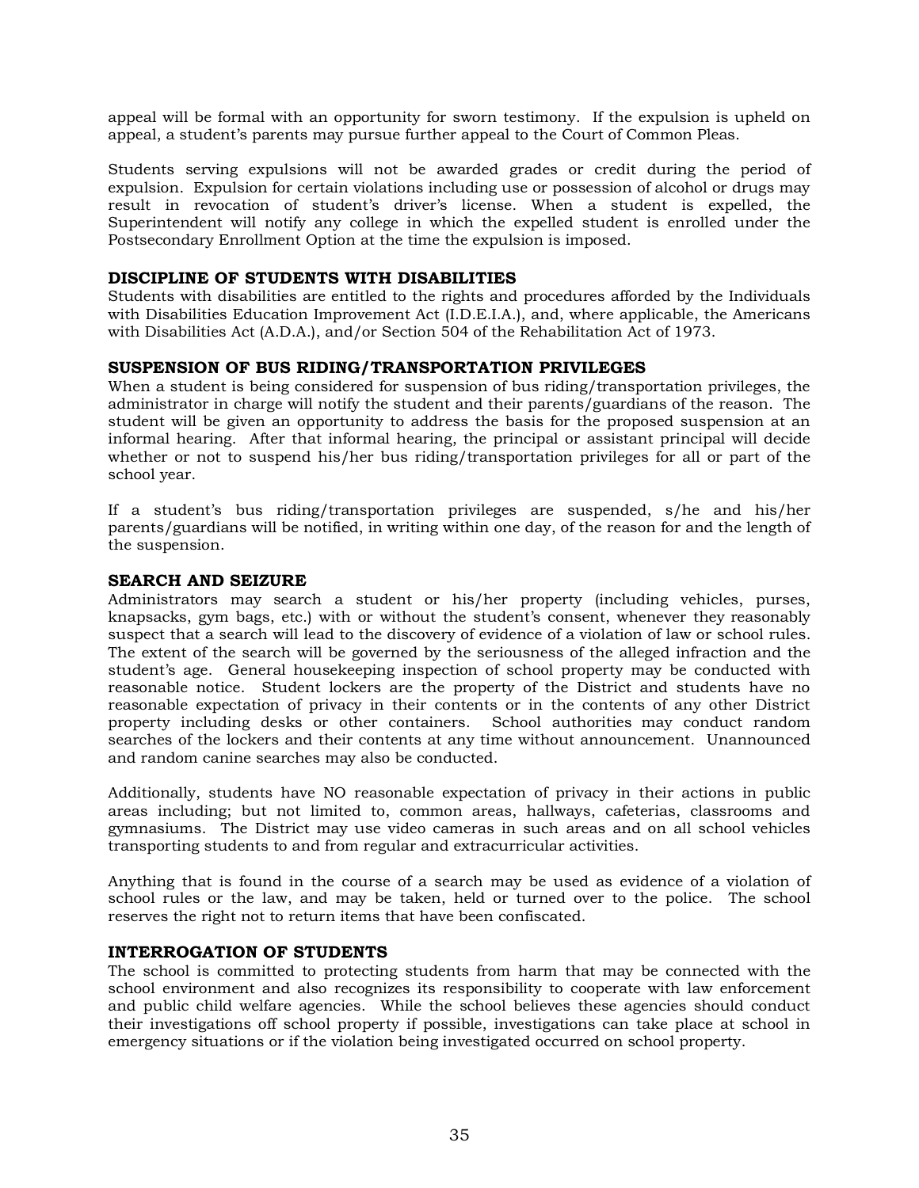appeal will be formal with an opportunity for sworn testimony. If the expulsion is upheld on appeal, a student's parents may pursue further appeal to the Court of Common Pleas.

Students serving expulsions will not be awarded grades or credit during the period of expulsion. Expulsion for certain violations including use or possession of alcohol or drugs may result in revocation of student's driver's license. When a student is expelled, the Superintendent will notify any college in which the expelled student is enrolled under the Postsecondary Enrollment Option at the time the expulsion is imposed.

### DISCIPLINE OF STUDENTS WITH DISABILITIES

Students with disabilities are entitled to the rights and procedures afforded by the Individuals with Disabilities Education Improvement Act (I.D.E.I.A.), and, where applicable, the Americans with Disabilities Act (A.D.A.), and/or Section 504 of the Rehabilitation Act of 1973.

### SUSPENSION OF BUS RIDING/TRANSPORTATION PRIVILEGES

When a student is being considered for suspension of bus riding/transportation privileges, the administrator in charge will notify the student and their parents/guardians of the reason. The student will be given an opportunity to address the basis for the proposed suspension at an informal hearing. After that informal hearing, the principal or assistant principal will decide whether or not to suspend his/her bus riding/transportation privileges for all or part of the school year.

If a student's bus riding/transportation privileges are suspended, s/he and his/her parents/guardians will be notified, in writing within one day, of the reason for and the length of the suspension.

### SEARCH AND SEIZURE

Administrators may search a student or his/her property (including vehicles, purses, knapsacks, gym bags, etc.) with or without the student's consent, whenever they reasonably suspect that a search will lead to the discovery of evidence of a violation of law or school rules. The extent of the search will be governed by the seriousness of the alleged infraction and the student's age. General housekeeping inspection of school property may be conducted with reasonable notice. Student lockers are the property of the District and students have no reasonable expectation of privacy in their contents or in the contents of any other District property including desks or other containers. School authorities may conduct random searches of the lockers and their contents at any time without announcement. Unannounced and random canine searches may also be conducted.

Additionally, students have NO reasonable expectation of privacy in their actions in public areas including; but not limited to, common areas, hallways, cafeterias, classrooms and gymnasiums. The District may use video cameras in such areas and on all school vehicles transporting students to and from regular and extracurricular activities.

Anything that is found in the course of a search may be used as evidence of a violation of school rules or the law, and may be taken, held or turned over to the police. The school reserves the right not to return items that have been confiscated.

### INTERROGATION OF STUDENTS

The school is committed to protecting students from harm that may be connected with the school environment and also recognizes its responsibility to cooperate with law enforcement and public child welfare agencies. While the school believes these agencies should conduct their investigations off school property if possible, investigations can take place at school in emergency situations or if the violation being investigated occurred on school property.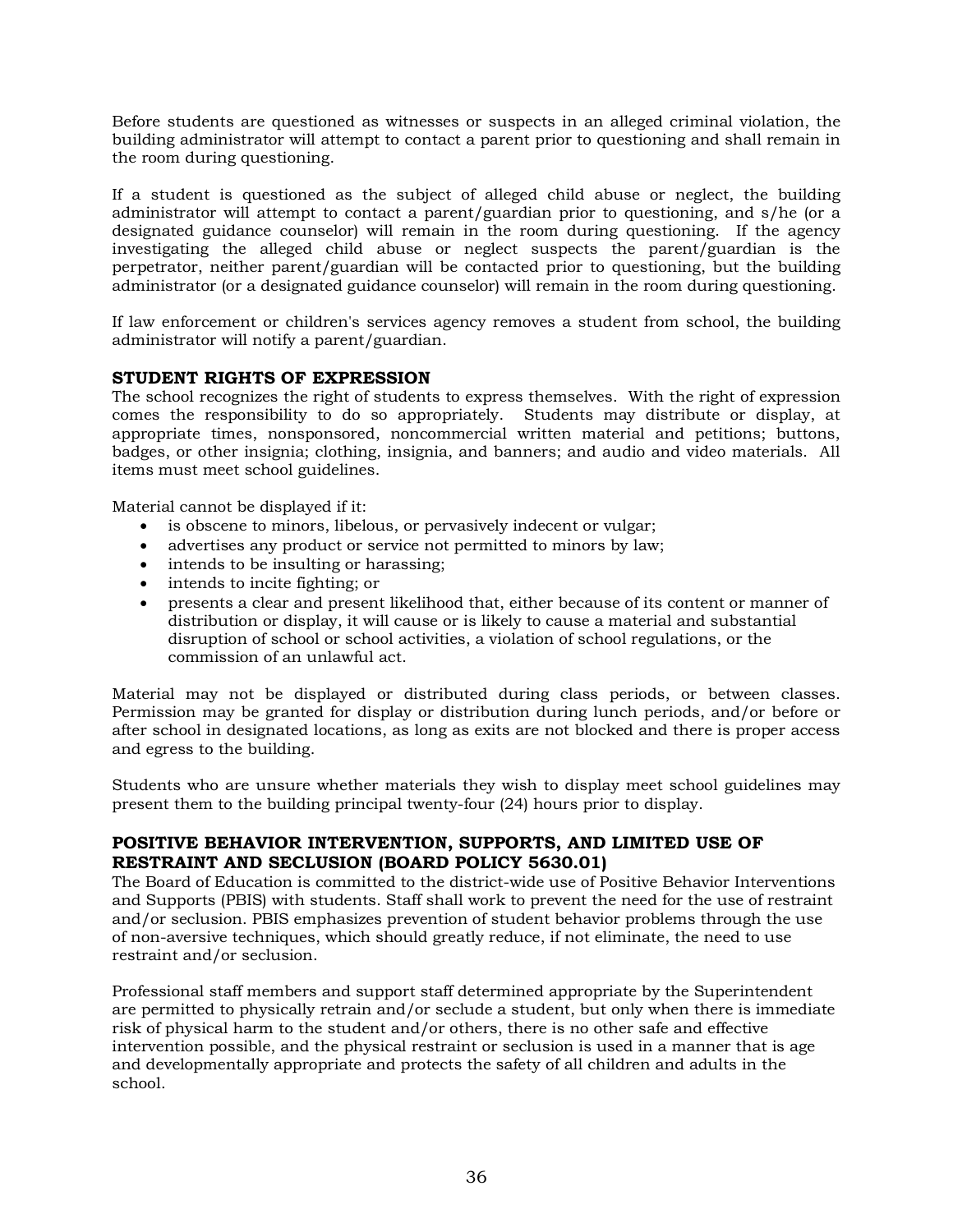Before students are questioned as witnesses or suspects in an alleged criminal violation, the building administrator will attempt to contact a parent prior to questioning and shall remain in the room during questioning.

If a student is questioned as the subject of alleged child abuse or neglect, the building administrator will attempt to contact a parent/guardian prior to questioning, and s/he (or a designated guidance counselor) will remain in the room during questioning. If the agency investigating the alleged child abuse or neglect suspects the parent/guardian is the perpetrator, neither parent/guardian will be contacted prior to questioning, but the building administrator (or a designated guidance counselor) will remain in the room during questioning.

If law enforcement or children's services agency removes a student from school, the building administrator will notify a parent/guardian.

### STUDENT RIGHTS OF EXPRESSION

The school recognizes the right of students to express themselves. With the right of expression comes the responsibility to do so appropriately. Students may distribute or display, at appropriate times, nonsponsored, noncommercial written material and petitions; buttons, badges, or other insignia; clothing, insignia, and banners; and audio and video materials. All items must meet school guidelines.

Material cannot be displayed if it:

- is obscene to minors, libelous, or pervasively indecent or vulgar;
- advertises any product or service not permitted to minors by law;
- intends to be insulting or harassing;
- intends to incite fighting; or
- presents a clear and present likelihood that, either because of its content or manner of distribution or display, it will cause or is likely to cause a material and substantial disruption of school or school activities, a violation of school regulations, or the commission of an unlawful act.

Material may not be displayed or distributed during class periods, or between classes. Permission may be granted for display or distribution during lunch periods, and/or before or after school in designated locations, as long as exits are not blocked and there is proper access and egress to the building.

Students who are unsure whether materials they wish to display meet school guidelines may present them to the building principal twenty-four (24) hours prior to display.

### POSITIVE BEHAVIOR INTERVENTION, SUPPORTS, AND LIMITED USE OF RESTRAINT AND SECLUSION (BOARD POLICY 5630.01)

The Board of Education is committed to the district-wide use of Positive Behavior Interventions and Supports (PBIS) with students. Staff shall work to prevent the need for the use of restraint and/or seclusion. PBIS emphasizes prevention of student behavior problems through the use of non-aversive techniques, which should greatly reduce, if not eliminate, the need to use restraint and/or seclusion.

Professional staff members and support staff determined appropriate by the Superintendent are permitted to physically retrain and/or seclude a student, but only when there is immediate risk of physical harm to the student and/or others, there is no other safe and effective intervention possible, and the physical restraint or seclusion is used in a manner that is age and developmentally appropriate and protects the safety of all children and adults in the school.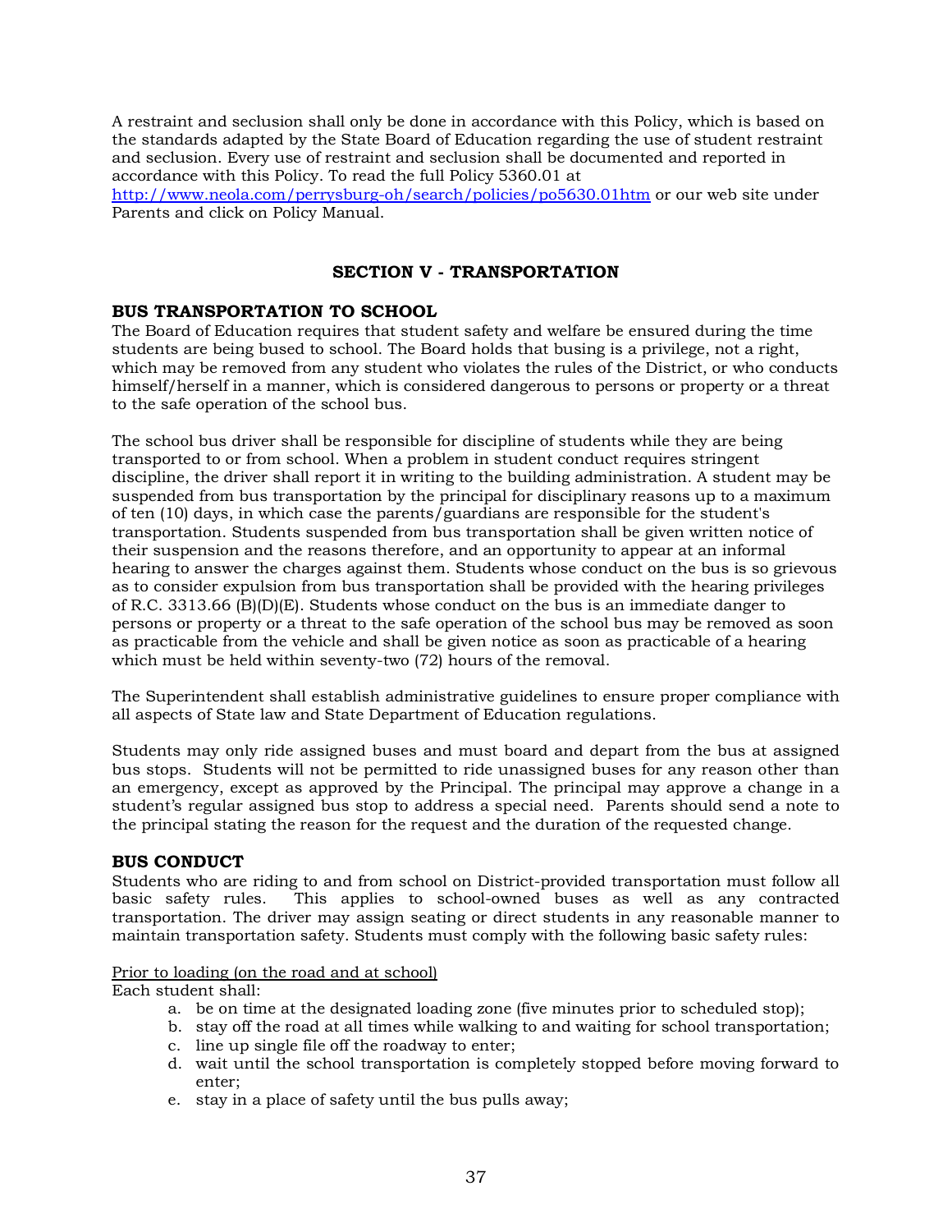A restraint and seclusion shall only be done in accordance with this Policy, which is based on the standards adapted by the State Board of Education regarding the use of student restraint and seclusion. Every use of restraint and seclusion shall be documented and reported in accordance with this Policy. To read the full Policy 5360.01 at [http://www.neola.com/perrysburg-oh/search/policies/po5630.01htm](http://www.neola.com/perrysburg-oh/search/policies/po5630.01htm) or our web site under Parents and click on Policy Manual.

## SECTION V - TRANSPORTATION

### BUS TRANSPORTATION TO SCHOOL

The Board of Education requires that student safety and welfare be ensured during the time students are being bused to school. The Board holds that busing is a privilege, not a right, which may be removed from any student who violates the rules of the District, or who conducts himself/herself in a manner, which is considered dangerous to persons or property or a threat to the safe operation of the school bus.

The school bus driver shall be responsible for discipline of students while they are being transported to or from school. When a problem in student conduct requires stringent discipline, the driver shall report it in writing to the building administration. A student may be suspended from bus transportation by the principal for disciplinary reasons up to a maximum of ten (10) days, in which case the parents/guardians are responsible for the student's transportation. Students suspended from bus transportation shall be given written notice of their suspension and the reasons therefore, and an opportunity to appear at an informal hearing to answer the charges against them. Students whose conduct on the bus is so grievous as to consider expulsion from bus transportation shall be provided with the hearing privileges of R.C. 3313.66 (B)(D)(E). Students whose conduct on the bus is an immediate danger to persons or property or a threat to the safe operation of the school bus may be removed as soon as practicable from the vehicle and shall be given notice as soon as practicable of a hearing which must be held within seventy-two (72) hours of the removal.

The Superintendent shall establish administrative guidelines to ensure proper compliance with all aspects of State law and State Department of Education regulations.

Students may only ride assigned buses and must board and depart from the bus at assigned bus stops. Students will not be permitted to ride unassigned buses for any reason other than an emergency, except as approved by the Principal. The principal may approve a change in a student's regular assigned bus stop to address a special need. Parents should send a note to the principal stating the reason for the request and the duration of the requested change.

### BUS CONDUCT

Students who are riding to and from school on District-provided transportation must follow all basic safety rules. This applies to school-owned buses as well as any contracted transportation. The driver may assign seating or direct students in any reasonable manner to maintain transportation safety. Students must comply with the following basic safety rules:

<u>Prior to loading (on the road and at school)</u>
Each student shall:

a. be on time at the designated loading zone (five minutes prior to scheduled stop);
b. stay off the road at all times while walking to and waiting for school transportation;
c. line up single file off the roadway to enter;
d. wait until the school transportation is completely stopped before moving forward to enter;
e. stay in a place of safety until the bus pulls away;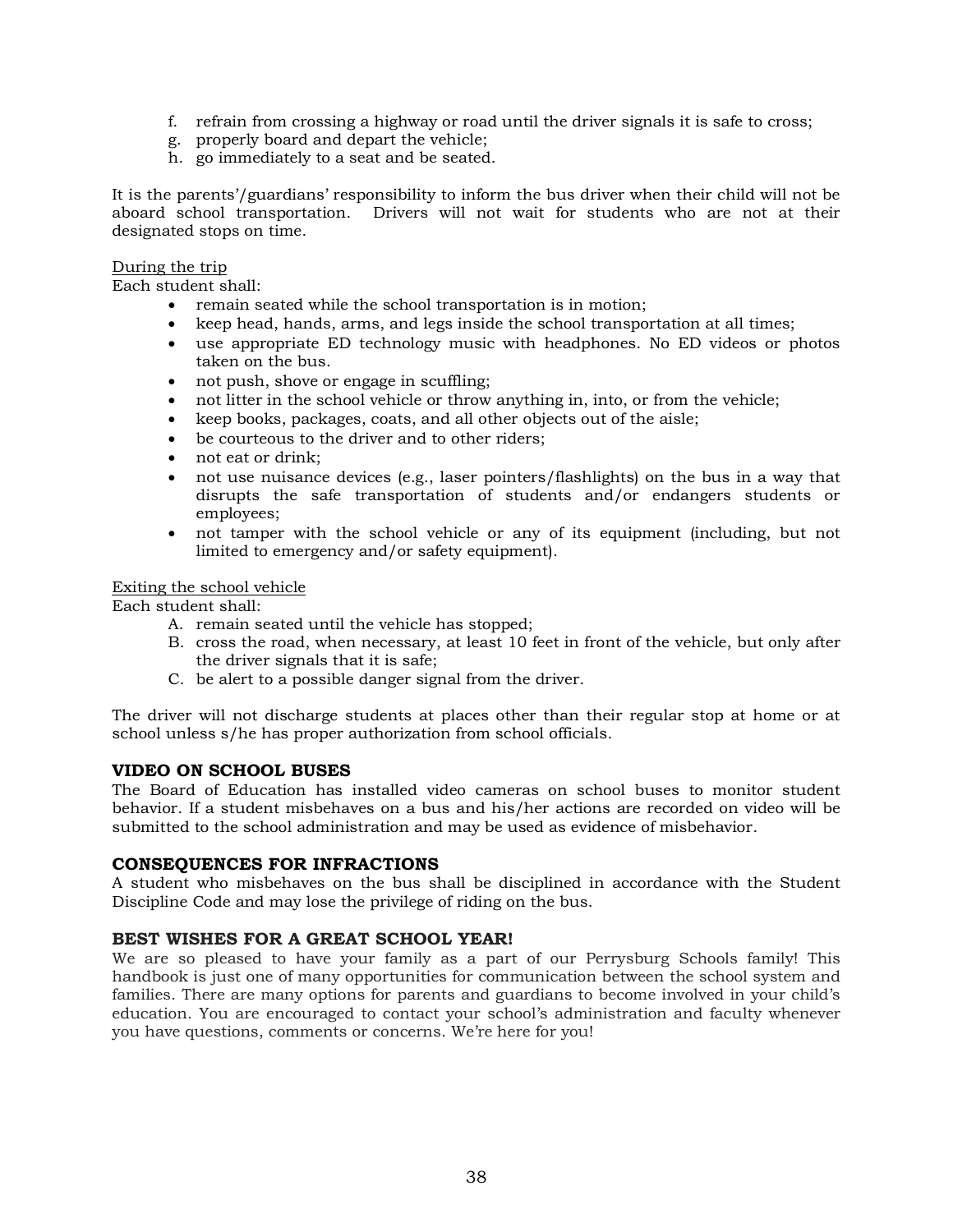f. refrain from crossing a highway or road until the driver signals it is safe to cross;
g. properly board and depart the vehicle;
h. go immediately to a seat and be seated.

It is the parents'/guardians' responsibility to inform the bus driver when their child will not be aboard school transportation. Drivers will not wait for students who are not at their designated stops on time.

<u>During the trip</u>
Each student shall:

- remain seated while the school transportation is in motion;
- keep head, hands, arms, and legs inside the school transportation at all times;
- use appropriate ED technology music with headphones. No ED videos or photos taken on the bus.
- not push, shove or engage in scuffling;
- not litter in the school vehicle or throw anything in, into, or from the vehicle;
- keep books, packages, coats, and all other objects out of the aisle;
- be courteous to the driver and to other riders;
- not eat or drink;
- not use nuisance devices (e.g., laser pointers/flashlights) on the bus in a way that disrupts the safe transportation of students and/or endangers students or employees;
- not tamper with the school vehicle or any of its equipment (including, but not limited to emergency and/or safety equipment).

<u>Exiting the school vehicle</u>
Each student shall:

A. remain seated until the vehicle has stopped;
B. cross the road, when necessary, at least 10 feet in front of the vehicle, but only after the driver signals that it is safe;
C. be alert to a possible danger signal from the driver.

The driver will not discharge students at places other than their regular stop at home or at school unless s/he has proper authorization from school officials.

## VIDEO ON SCHOOL BUSES

The Board of Education has installed video cameras on school buses to monitor student behavior. If a student misbehaves on a bus and his/her actions are recorded on video will be submitted to the school administration and may be used as evidence of misbehavior.

## CONSEQUENCES FOR INFRACTIONS

A student who misbehaves on the bus shall be disciplined in accordance with the Student Discipline Code and may lose the privilege of riding on the bus.

## BEST WISHES FOR A GREAT SCHOOL YEAR!

We are so pleased to have your family as a part of our Perrysburg Schools family! This handbook is just one of many opportunities for communication between the school system and families. There are many options for parents and guardians to become involved in your child's education. You are encouraged to contact your school's administration and faculty whenever you have questions, comments or concerns. We're here for you!